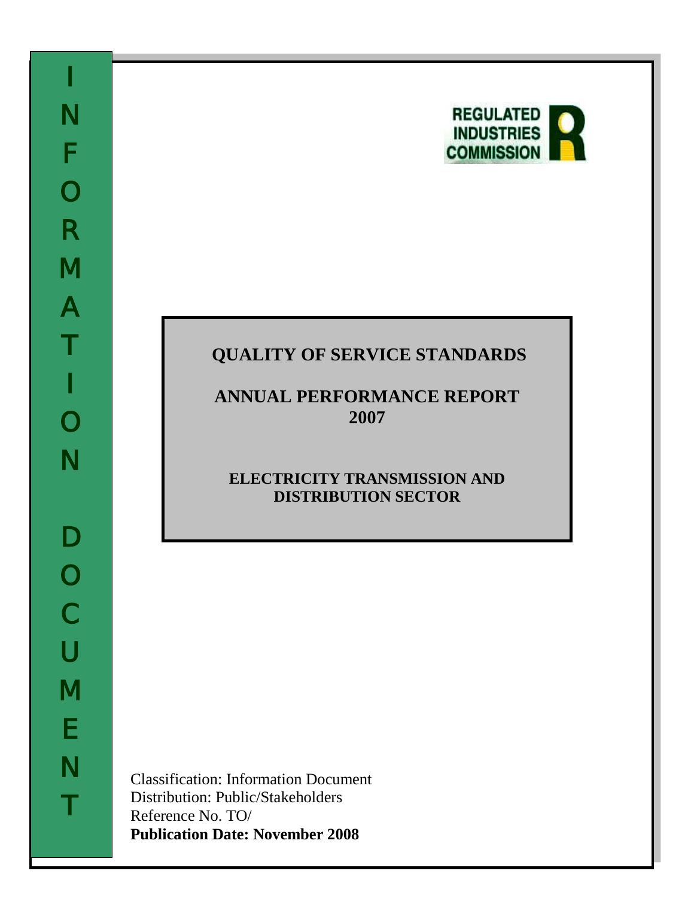INFORMATION DOCUMENT

REGULATED INDUSTRIES COMMISSION

# QUALITY OF SERVICE STANDARDS

## ANNUAL PERFORMANCE REPORT 2007

### ELECTRICITY TRANSMISSION AND DISTRIBUTION SECTOR

Classification: Information Document
Distribution: Public/Stakeholders
Reference No. TO/
**Publication Date: November 2008**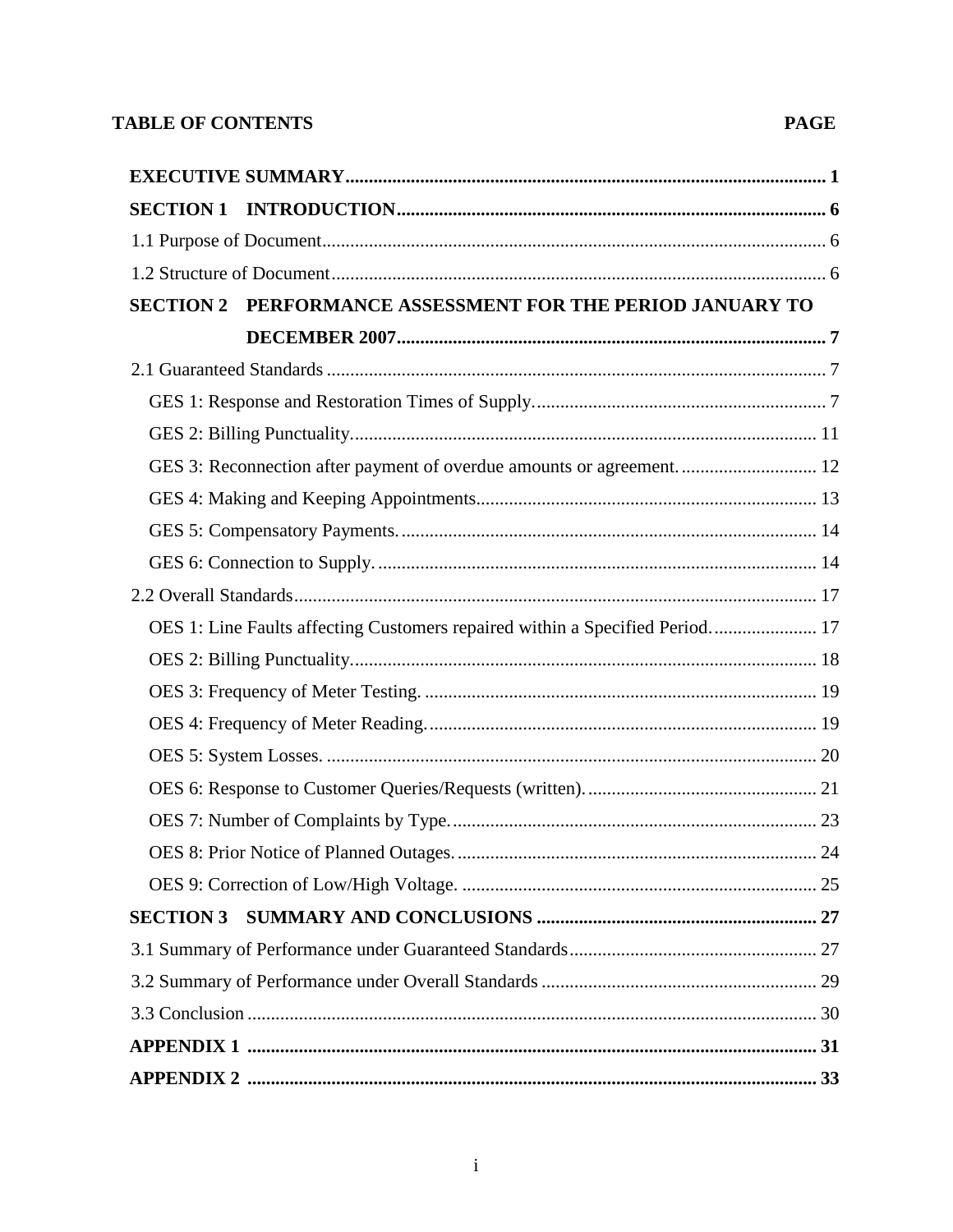**TABLE OF CONTENTS** **PAGE**

**EXECUTIVE SUMMARY** ........ **1**

**SECTION 1 INTRODUCTION** ........ **6**

1.1 Purpose of Document ........ 6

1.2 Structure of Document ........ 6

**SECTION 2 PERFORMANCE ASSESSMENT FOR THE PERIOD JANUARY TO DECEMBER 2007** ........ **7**

2.1 Guaranteed Standards ........ 7

GES 1: Response and Restoration Times of Supply. ........ 7

GES 2: Billing Punctuality. ........ 11

GES 3: Reconnection after payment of overdue amounts or agreement. ........ 12

GES 4: Making and Keeping Appointments ........ 13

GES 5: Compensatory Payments. ........ 14

GES 6: Connection to Supply. ........ 14

2.2 Overall Standards ........ 17

OES 1: Line Faults affecting Customers repaired within a Specified Period. ........ 17

OES 2: Billing Punctuality. ........ 18

OES 3: Frequency of Meter Testing. ........ 19

OES 4: Frequency of Meter Reading. ........ 19

OES 5: System Losses. ........ 20

OES 6: Response to Customer Queries/Requests (written). ........ 21

OES 7: Number of Complaints by Type. ........ 23

OES 8: Prior Notice of Planned Outages. ........ 24

OES 9: Correction of Low/High Voltage. ........ 25

**SECTION 3 SUMMARY AND CONCLUSIONS** ........ **27**

3.1 Summary of Performance under Guaranteed Standards ........ 27

3.2 Summary of Performance under Overall Standards ........ 29

3.3 Conclusion ........ 30

**APPENDIX 1** ........ **31**

**APPENDIX 2** ........ **33**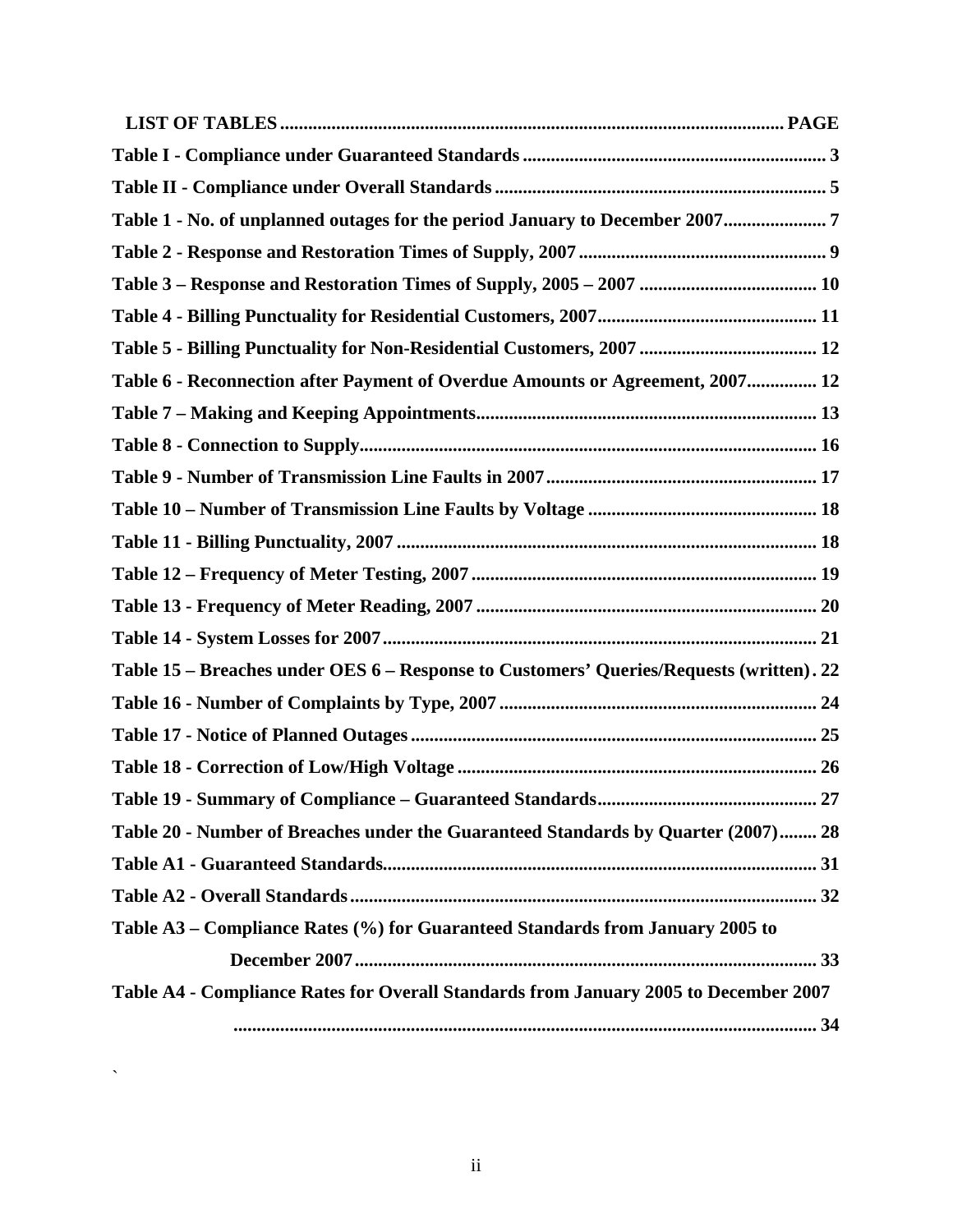**LIST OF TABLES ........................................................................................................ PAGE**

**Table I - Compliance under Guaranteed Standards ................................................................ 3**

**Table II - Compliance under Overall Standards ..................................................................... 5**

**Table 1 - No. of unplanned outages for the period January to December 2007...................... 7**

**Table 2 - Response and Restoration Times of Supply, 2007 .................................................... 9**

**Table 3 – Response and Restoration Times of Supply, 2005 – 2007 ...................................... 10**

**Table 4 - Billing Punctuality for Residential Customers, 2007.............................................. 11**

**Table 5 - Billing Punctuality for Non-Residential Customers, 2007 ...................................... 12**

**Table 6 - Reconnection after Payment of Overdue Amounts or Agreement, 2007............... 12**

**Table 7 – Making and Keeping Appointments........................................................................ 13**

**Table 8 - Connection to Supply................................................................................................ 16**

**Table 9 - Number of Transmission Line Faults in 2007.......................................................... 17**

**Table 10 – Number of Transmission Line Faults by Voltage ................................................ 18**

**Table 11 - Billing Punctuality, 2007 ......................................................................................... 18**

**Table 12 – Frequency of Meter Testing, 2007 ......................................................................... 19**

**Table 13 - Frequency of Meter Reading, 2007 ........................................................................ 20**

**Table 14 - System Losses for 2007............................................................................................ 21**

**Table 15 – Breaches under OES 6 – Response to Customers' Queries/Requests (written). 22**

**Table 16 - Number of Complaints by Type, 2007 ................................................................... 24**

**Table 17 - Notice of Planned Outages ...................................................................................... 25**

**Table 18 - Correction of Low/High Voltage ............................................................................ 26**

**Table 19 - Summary of Compliance – Guaranteed Standards............................................... 27**

**Table 20 - Number of Breaches under the Guaranteed Standards by Quarter (2007)........ 28**

**Table A1 - Guaranteed Standards............................................................................................ 31**

**Table A2 - Overall Standards ................................................................................................... 32**

**Table A3 – Compliance Rates (%) for Guaranteed Standards from January 2005 to December 2007 .................................................................................................. 33**

**Table A4 - Compliance Rates for Overall Standards from January 2005 to December 2007 ........................................................................................................................... 34**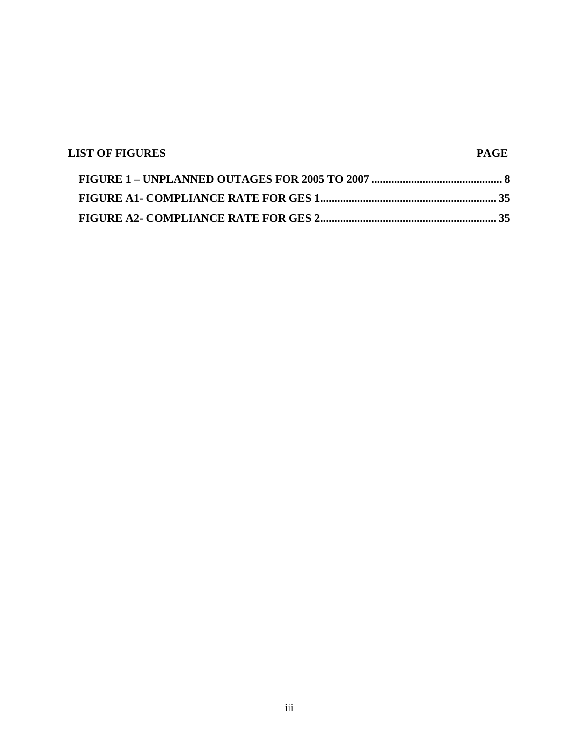**LIST OF FIGURES** **PAGE**

**FIGURE 1 – UNPLANNED OUTAGES FOR 2005 TO 2007 .............................................. 8**

**FIGURE A1- COMPLIANCE RATE FOR GES 1............................................................. 35**

**FIGURE A2- COMPLIANCE RATE FOR GES 2............................................................. 35**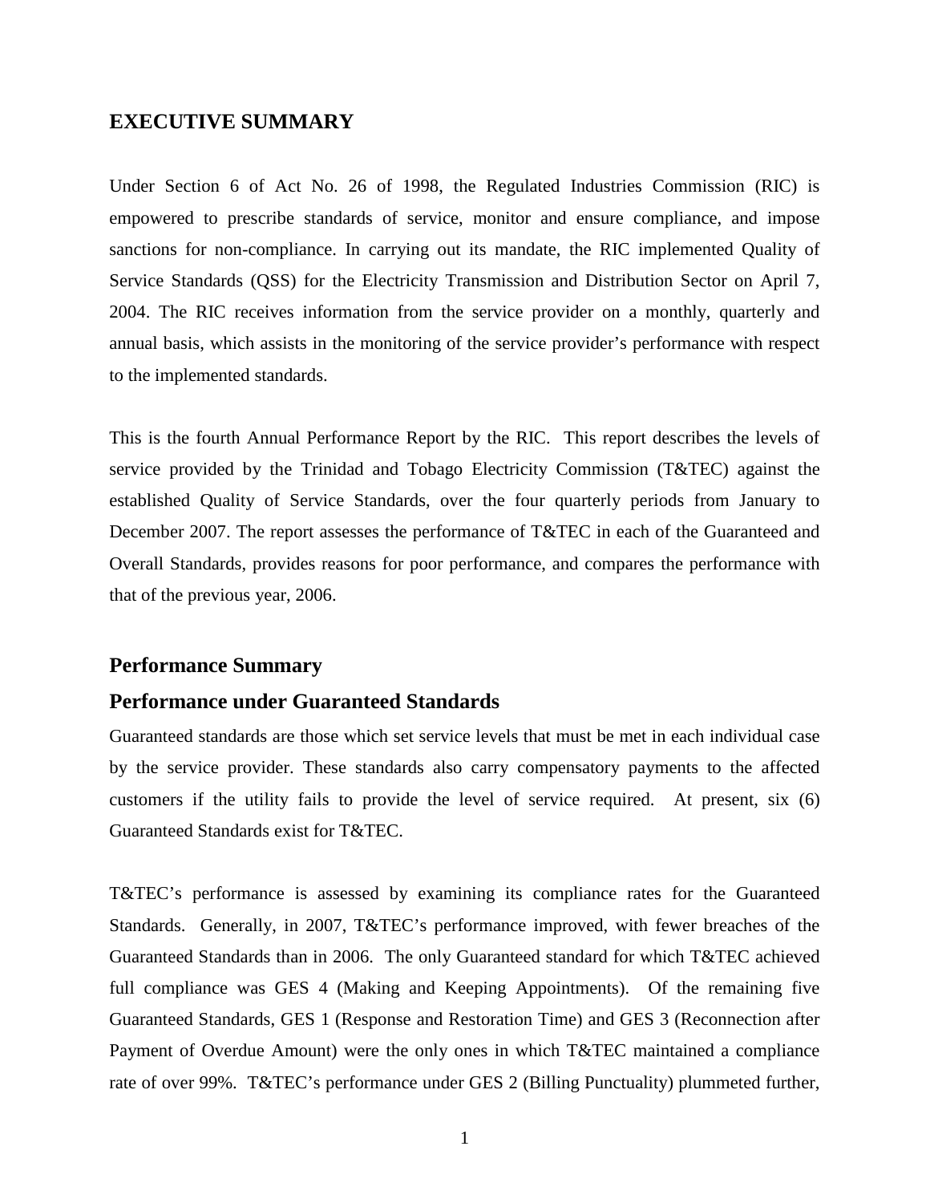# EXECUTIVE SUMMARY

Under Section 6 of Act No. 26 of 1998, the Regulated Industries Commission (RIC) is empowered to prescribe standards of service, monitor and ensure compliance, and impose sanctions for non-compliance. In carrying out its mandate, the RIC implemented Quality of Service Standards (QSS) for the Electricity Transmission and Distribution Sector on April 7, 2004. The RIC receives information from the service provider on a monthly, quarterly and annual basis, which assists in the monitoring of the service provider's performance with respect to the implemented standards.

This is the fourth Annual Performance Report by the RIC. This report describes the levels of service provided by the Trinidad and Tobago Electricity Commission (T&TEC) against the established Quality of Service Standards, over the four quarterly periods from January to December 2007. The report assesses the performance of T&TEC in each of the Guaranteed and Overall Standards, provides reasons for poor performance, and compares the performance with that of the previous year, 2006.

## Performance Summary

## Performance under Guaranteed Standards

Guaranteed standards are those which set service levels that must be met in each individual case by the service provider. These standards also carry compensatory payments to the affected customers if the utility fails to provide the level of service required. At present, six (6) Guaranteed Standards exist for T&TEC.

T&TEC's performance is assessed by examining its compliance rates for the Guaranteed Standards. Generally, in 2007, T&TEC's performance improved, with fewer breaches of the Guaranteed Standards than in 2006. The only Guaranteed standard for which T&TEC achieved full compliance was GES 4 (Making and Keeping Appointments). Of the remaining five Guaranteed Standards, GES 1 (Response and Restoration Time) and GES 3 (Reconnection after Payment of Overdue Amount) were the only ones in which T&TEC maintained a compliance rate of over 99%. T&TEC's performance under GES 2 (Billing Punctuality) plummeted further,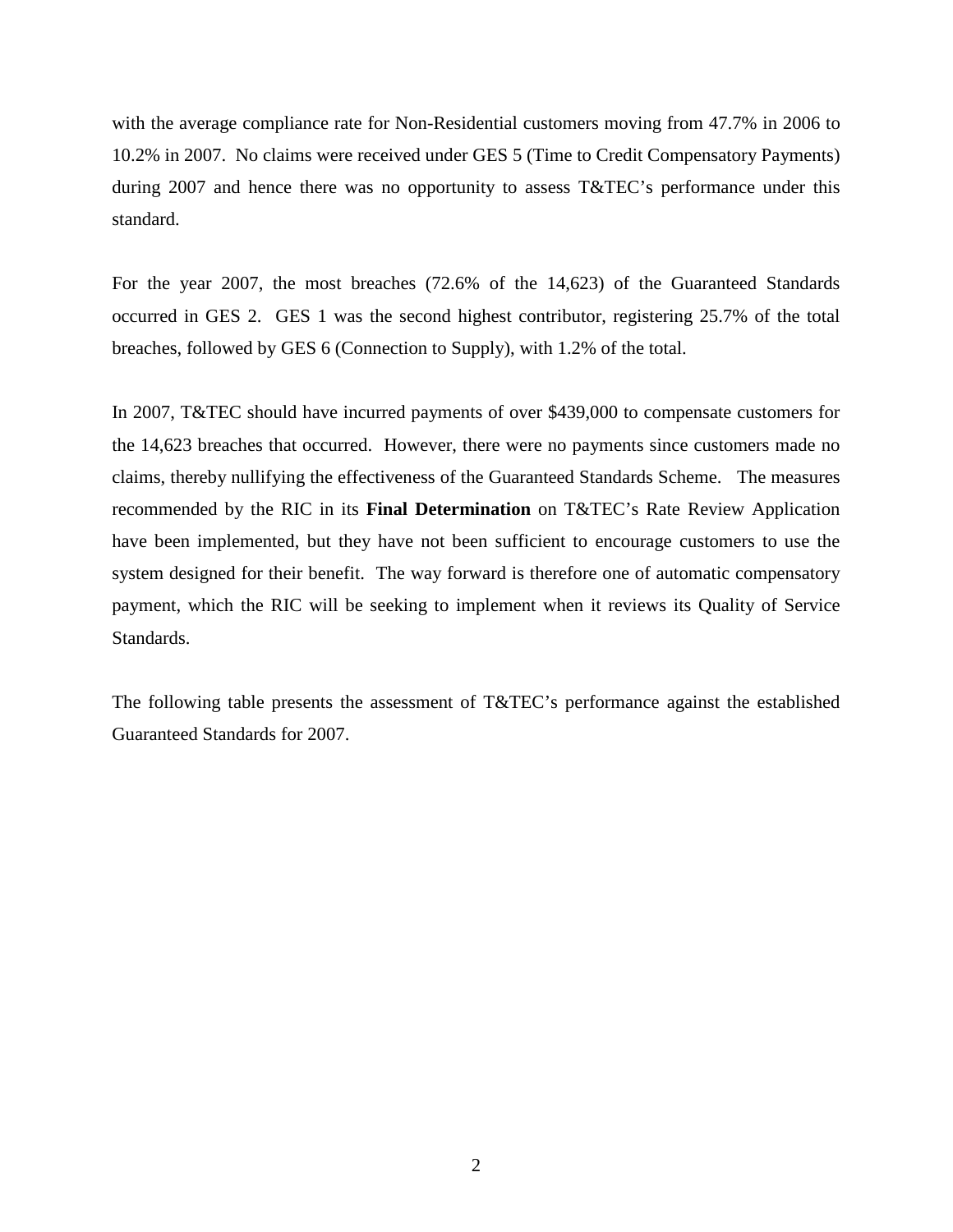with the average compliance rate for Non-Residential customers moving from 47.7% in 2006 to 10.2% in 2007. No claims were received under GES 5 (Time to Credit Compensatory Payments) during 2007 and hence there was no opportunity to assess T&TEC's performance under this standard.

For the year 2007, the most breaches (72.6% of the 14,623) of the Guaranteed Standards occurred in GES 2. GES 1 was the second highest contributor, registering 25.7% of the total breaches, followed by GES 6 (Connection to Supply), with 1.2% of the total.

In 2007, T&TEC should have incurred payments of over $439,000 to compensate customers for the 14,623 breaches that occurred. However, there were no payments since customers made no claims, thereby nullifying the effectiveness of the Guaranteed Standards Scheme. The measures recommended by the RIC in its **Final Determination** on T&TEC's Rate Review Application have been implemented, but they have not been sufficient to encourage customers to use the system designed for their benefit. The way forward is therefore one of automatic compensatory payment, which the RIC will be seeking to implement when it reviews its Quality of Service Standards.

The following table presents the assessment of T&TEC's performance against the established Guaranteed Standards for 2007.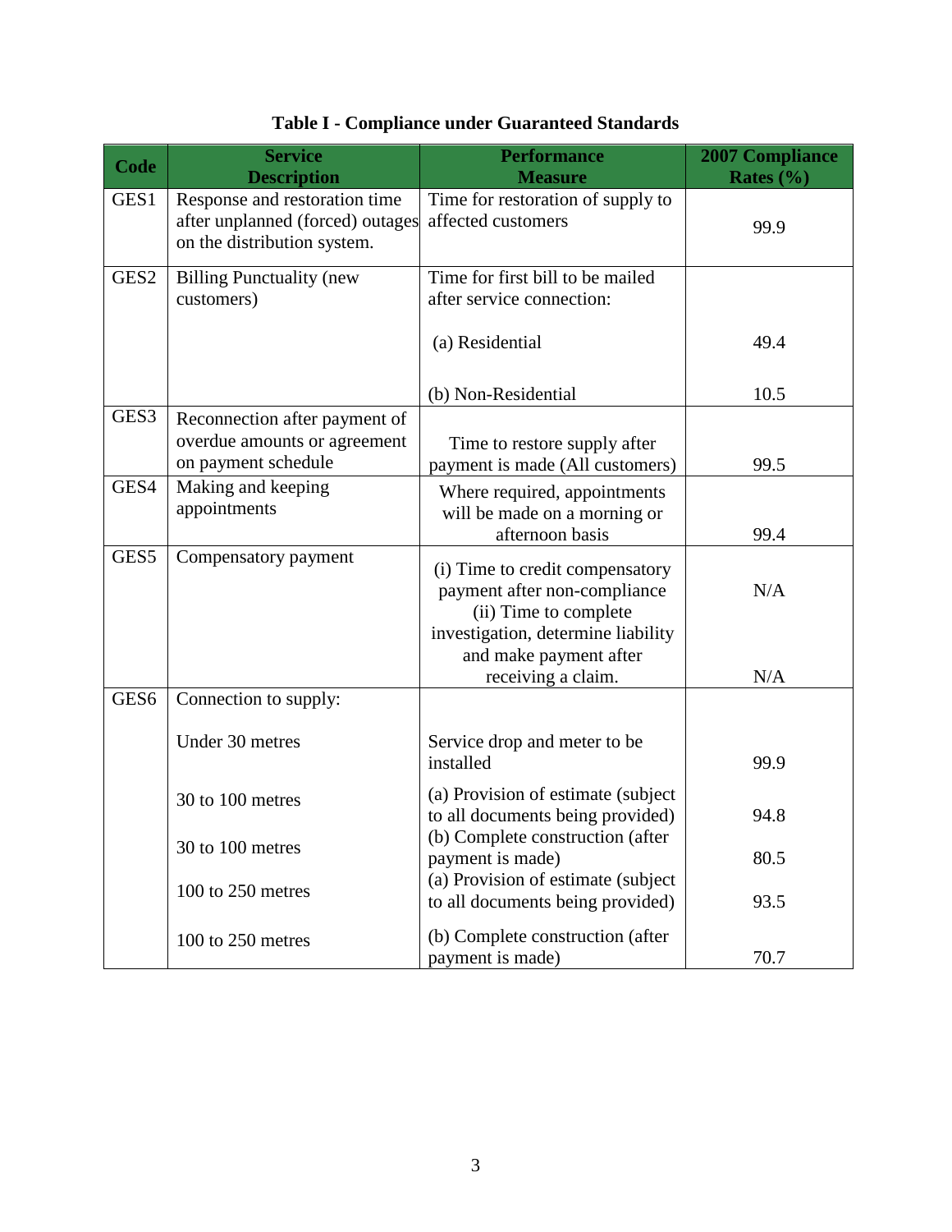**Table I - Compliance under Guaranteed Standards**

| Code | Service Description | Performance Measure | 2007 Compliance Rates (%) |
|---|---|---|---|
| GES1 | Response and restoration time after unplanned (forced) outages on the distribution system. | Time for restoration of supply to affected customers | 99.9 |
| GES2 | Billing Punctuality (new customers) | Time for first bill to be mailed after service connection: | |
| | | (a) Residential | 49.4 |
| | | (b) Non-Residential | 10.5 |
| GES3 | Reconnection after payment of overdue amounts or agreement on payment schedule | Time to restore supply after payment is made (All customers) | 99.5 |
| GES4 | Making and keeping appointments | Where required, appointments will be made on a morning or afternoon basis | 99.4 |
| GES5 | Compensatory payment | (i) Time to credit compensatory payment after non-compliance | N/A |
| | | (ii) Time to complete investigation, determine liability and make payment after receiving a claim. | N/A |
| GES6 | Connection to supply: | | |
| | Under 30 metres | Service drop and meter to be installed | 99.9 |
| | 30 to 100 metres | (a) Provision of estimate (subject to all documents being provided) | 94.8 |
| | 30 to 100 metres | (b) Complete construction (after payment is made) | 80.5 |
| | 100 to 250 metres | (a) Provision of estimate (subject to all documents being provided) | 93.5 |
| | 100 to 250 metres | (b) Complete construction (after payment is made) | 70.7 |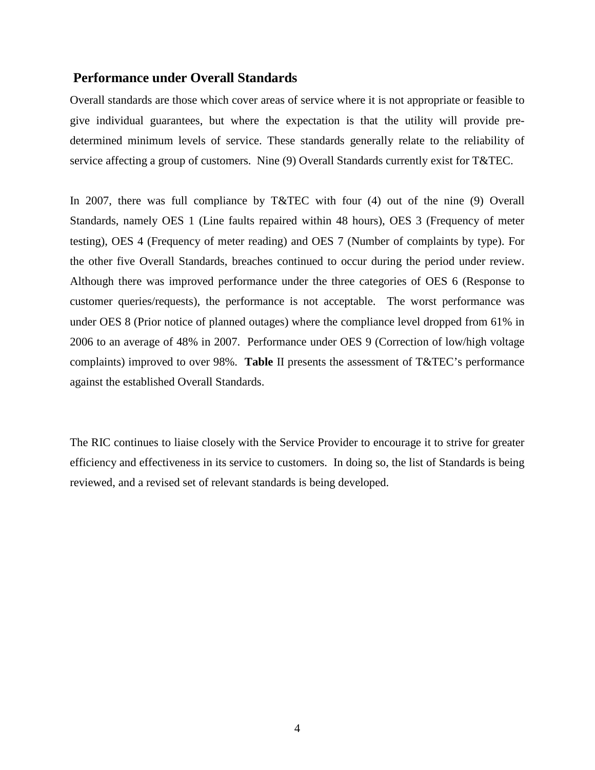## Performance under Overall Standards

Overall standards are those which cover areas of service where it is not appropriate or feasible to give individual guarantees, but where the expectation is that the utility will provide pre-determined minimum levels of service. These standards generally relate to the reliability of service affecting a group of customers. Nine (9) Overall Standards currently exist for T&TEC.

In 2007, there was full compliance by T&TEC with four (4) out of the nine (9) Overall Standards, namely OES 1 (Line faults repaired within 48 hours), OES 3 (Frequency of meter testing), OES 4 (Frequency of meter reading) and OES 7 (Number of complaints by type). For the other five Overall Standards, breaches continued to occur during the period under review. Although there was improved performance under the three categories of OES 6 (Response to customer queries/requests), the performance is not acceptable. The worst performance was under OES 8 (Prior notice of planned outages) where the compliance level dropped from 61% in 2006 to an average of 48% in 2007. Performance under OES 9 (Correction of low/high voltage complaints) improved to over 98%. **Table** II presents the assessment of T&TEC's performance against the established Overall Standards.

The RIC continues to liaise closely with the Service Provider to encourage it to strive for greater efficiency and effectiveness in its service to customers. In doing so, the list of Standards is being reviewed, and a revised set of relevant standards is being developed.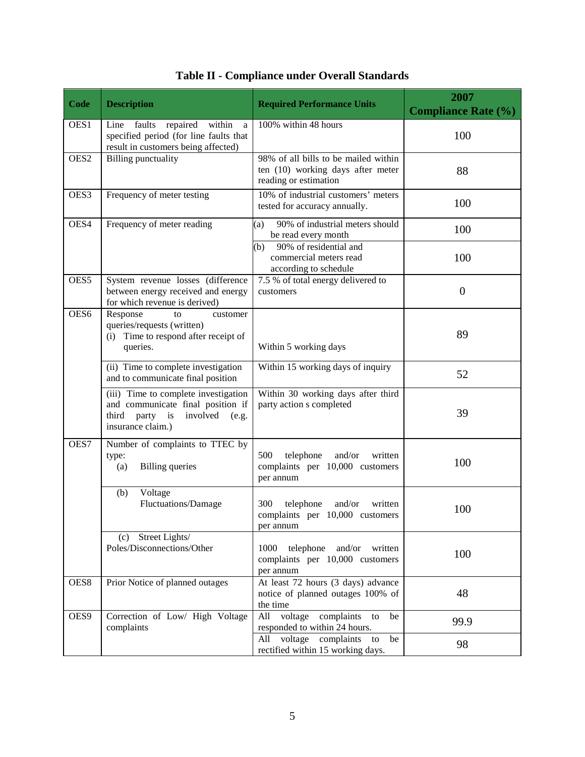## Table II - Compliance under Overall Standards

| Code | Description | Required Performance Units | 2007 Compliance Rate (%) |
|---|---|---|---|
| OES1 | Line faults repaired within a specified period (for line faults that result in customers being affected) | 100% within 48 hours | 100 |
| OES2 | Billing punctuality | 98% of all bills to be mailed within ten (10) working days after meter reading or estimation | 88 |
| OES3 | Frequency of meter testing | 10% of industrial customers' meters tested for accuracy annually. | 100 |
| OES4 | Frequency of meter reading | (a) 90% of industrial meters should be read every month | 100 |
| | | (b) 90% of residential and commercial meters read according to schedule | 100 |
| OES5 | System revenue losses (difference between energy received and energy for which revenue is derived) | 7.5 % of total energy delivered to customers | 0 |
| OES6 | Response to customer queries/requests (written) (i) Time to respond after receipt of queries. | Within 5 working days | 89 |
| | (ii) Time to complete investigation and to communicate final position | Within 15 working days of inquiry | 52 |
| | (iii) Time to complete investigation and communicate final position if third party is involved (e.g. insurance claim.) | Within 30 working days after third party action s completed | 39 |
| OES7 | Number of complaints to TTEC by type: (a) Billing queries | 500 telephone and/or written complaints per 10,000 customers per annum | 100 |
| | (b) Voltage Fluctuations/Damage | 300 telephone and/or written complaints per 10,000 customers per annum | 100 |
| | (c) Street Lights/ Poles/Disconnections/Other | 1000 telephone and/or written complaints per 10,000 customers per annum | 100 |
| OES8 | Prior Notice of planned outages | At least 72 hours (3 days) advance notice of planned outages 100% of the time | 48 |
| OES9 | Correction of Low/ High Voltage complaints | All voltage complaints to be responded to within 24 hours. | 99.9 |
| | | All voltage complaints to be rectified within 15 working days. | 98 |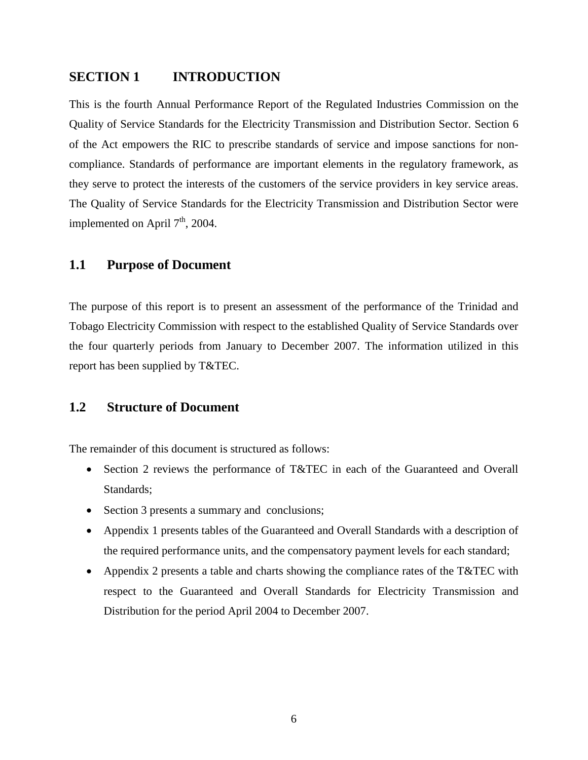# SECTION 1 INTRODUCTION

This is the fourth Annual Performance Report of the Regulated Industries Commission on the Quality of Service Standards for the Electricity Transmission and Distribution Sector. Section 6 of the Act empowers the RIC to prescribe standards of service and impose sanctions for non-compliance. Standards of performance are important elements in the regulatory framework, as they serve to protect the interests of the customers of the service providers in key service areas. The Quality of Service Standards for the Electricity Transmission and Distribution Sector were implemented on April 7th, 2004.

## 1.1 Purpose of Document

The purpose of this report is to present an assessment of the performance of the Trinidad and Tobago Electricity Commission with respect to the established Quality of Service Standards over the four quarterly periods from January to December 2007. The information utilized in this report has been supplied by T&TEC.

## 1.2 Structure of Document

The remainder of this document is structured as follows:

- Section 2 reviews the performance of T&TEC in each of the Guaranteed and Overall Standards;
- Section 3 presents a summary and conclusions;
- Appendix 1 presents tables of the Guaranteed and Overall Standards with a description of the required performance units, and the compensatory payment levels for each standard;
- Appendix 2 presents a table and charts showing the compliance rates of the T&TEC with respect to the Guaranteed and Overall Standards for Electricity Transmission and Distribution for the period April 2004 to December 2007.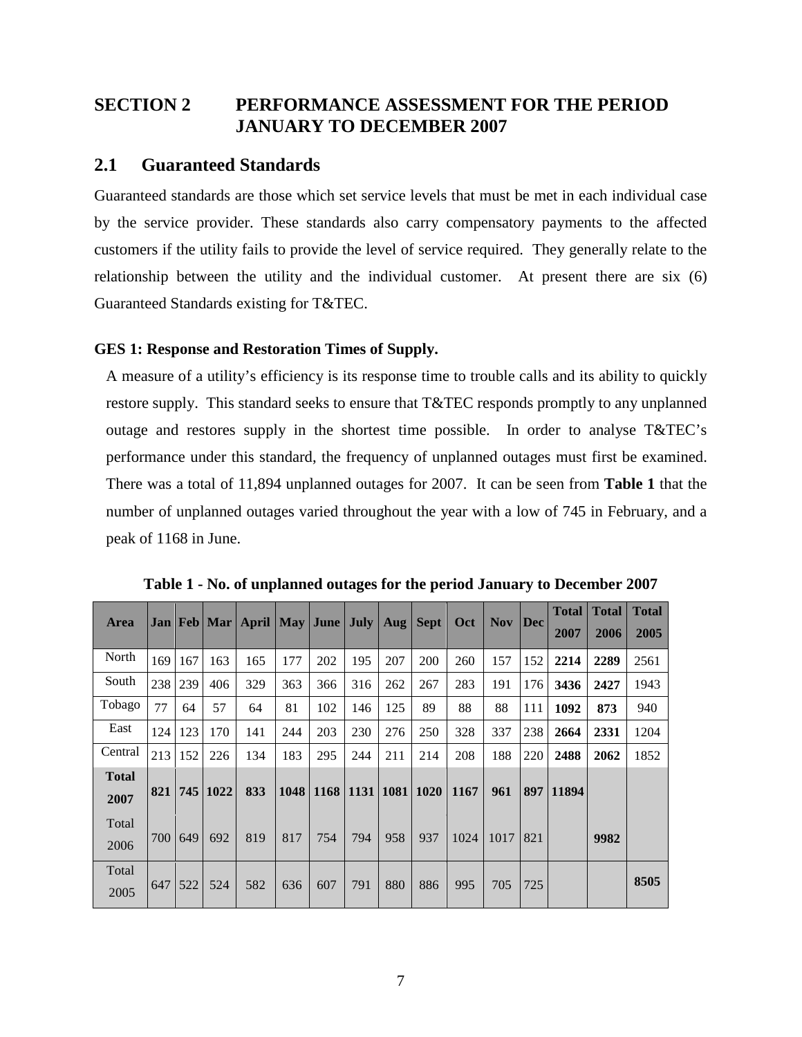# SECTION 2 PERFORMANCE ASSESSMENT FOR THE PERIOD JANUARY TO DECEMBER 2007

## 2.1 Guaranteed Standards

Guaranteed standards are those which set service levels that must be met in each individual case by the service provider. These standards also carry compensatory payments to the affected customers if the utility fails to provide the level of service required. They generally relate to the relationship between the utility and the individual customer. At present there are six (6) Guaranteed Standards existing for T&TEC.

### GES 1: Response and Restoration Times of Supply.

A measure of a utility's efficiency is its response time to trouble calls and its ability to quickly restore supply. This standard seeks to ensure that T&TEC responds promptly to any unplanned outage and restores supply in the shortest time possible. In order to analyse T&TEC's performance under this standard, the frequency of unplanned outages must first be examined. There was a total of 11,894 unplanned outages for 2007. It can be seen from **Table 1** that the number of unplanned outages varied throughout the year with a low of 745 in February, and a peak of 1168 in June.

**Table 1 - No. of unplanned outages for the period January to December 2007**

| Area | Jan | Feb | Mar | April | May | June | July | Aug | Sept | Oct | Nov | Dec | Total 2007 | Total 2006 | Total 2005 |
|---|---|---|---|---|---|---|---|---|---|---|---|---|---|---|---|
| North | 169 | 167 | 163 | 165 | 177 | 202 | 195 | 207 | 200 | 260 | 157 | 152 | **2214** | **2289** | 2561 |
| South | 238 | 239 | 406 | 329 | 363 | 366 | 316 | 262 | 267 | 283 | 191 | 176 | **3436** | **2427** | 1943 |
| Tobago | 77 | 64 | 57 | 64 | 81 | 102 | 146 | 125 | 89 | 88 | 88 | 111 | **1092** | **873** | 940 |
| East | 124 | 123 | 170 | 141 | 244 | 203 | 230 | 276 | 250 | 328 | 337 | 238 | **2664** | **2331** | 1204 |
| Central | 213 | 152 | 226 | 134 | 183 | 295 | 244 | 211 | 214 | 208 | 188 | 220 | **2488** | **2062** | 1852 |
| **Total 2007** | **821** | **745** | **1022** | **833** | **1048** | **1168** | **1131** | **1081** | **1020** | **1167** | **961** | **897** | **11894** | | |
| Total 2006 | 700 | 649 | 692 | 819 | 817 | 754 | 794 | 958 | 937 | 1024 | 1017 | 821 | | **9982** | |
| Total 2005 | 647 | 522 | 524 | 582 | 636 | 607 | 791 | 880 | 886 | 995 | 705 | 725 | | | **8505** |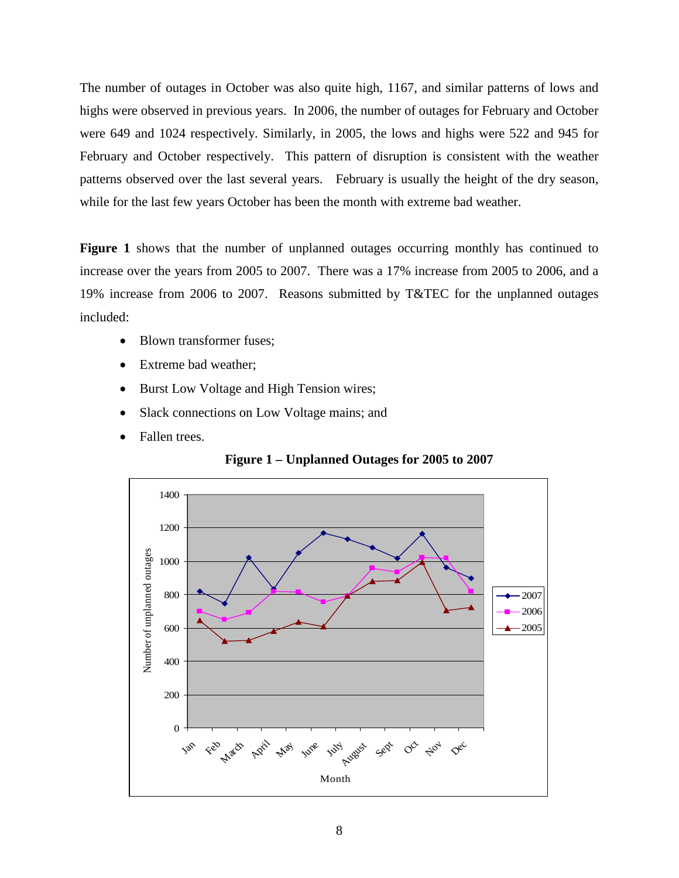The number of outages in October was also quite high, 1167, and similar patterns of lows and highs were observed in previous years. In 2006, the number of outages for February and October were 649 and 1024 respectively. Similarly, in 2005, the lows and highs were 522 and 945 for February and October respectively. This pattern of disruption is consistent with the weather patterns observed over the last several years. February is usually the height of the dry season, while for the last few years October has been the month with extreme bad weather.

**Figure 1** shows that the number of unplanned outages occurring monthly has continued to increase over the years from 2005 to 2007. There was a 17% increase from 2005 to 2006, and a 19% increase from 2006 to 2007. Reasons submitted by T&TEC for the unplanned outages included:

- Blown transformer fuses;
- Extreme bad weather;
- Burst Low Voltage and High Tension wires;
- Slack connections on Low Voltage mains; and
- Fallen trees.

**Figure 1 – Unplanned Outages for 2005 to 2007**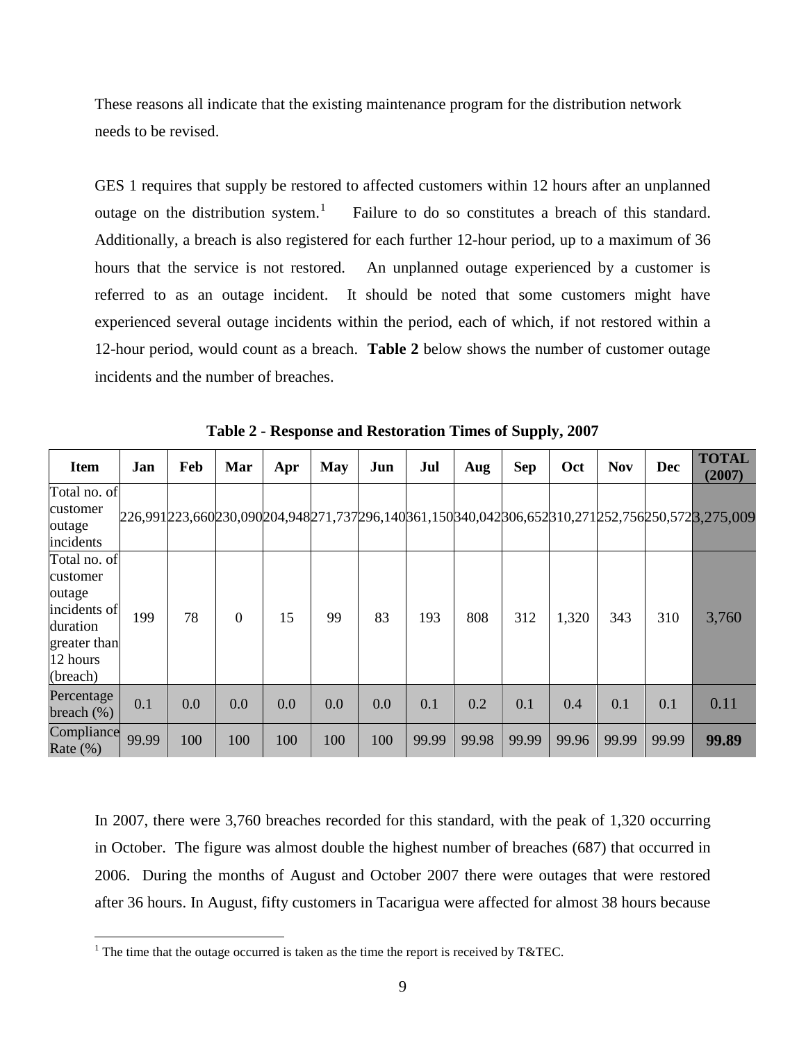These reasons all indicate that the existing maintenance program for the distribution network needs to be revised.

GES 1 requires that supply be restored to affected customers within 12 hours after an unplanned outage on the distribution system.[1] Failure to do so constitutes a breach of this standard. Additionally, a breach is also registered for each further 12-hour period, up to a maximum of 36 hours that the service is not restored. An unplanned outage experienced by a customer is referred to as an outage incident. It should be noted that some customers might have experienced several outage incidents within the period, each of which, if not restored within a 12-hour period, would count as a breach. **Table 2** below shows the number of customer outage incidents and the number of breaches.

**Table 2 - Response and Restoration Times of Supply, 2007**

| Item | Jan | Feb | Mar | Apr | May | Jun | Jul | Aug | Sep | Oct | Nov | Dec | TOTAL (2007) |
|---|---|---|---|---|---|---|---|---|---|---|---|---|---|
| Total no. of customer outage incidents | 226,991 | 223,660 | 230,090 | 204,948 | 271,737 | 296,140 | 361,150 | 340,042 | 306,652 | 310,271 | 252,756 | 250,572 | 3,275,009 |
| Total no. of customer outage incidents of duration greater than 12 hours (breach) | 199 | 78 | 0 | 15 | 99 | 83 | 193 | 808 | 312 | 1,320 | 343 | 310 | 3,760 |
| Percentage breach (%) | 0.1 | 0.0 | 0.0 | 0.0 | 0.0 | 0.0 | 0.1 | 0.2 | 0.1 | 0.4 | 0.1 | 0.1 | 0.11 |
| Compliance Rate (%) | 99.99 | 100 | 100 | 100 | 100 | 100 | 99.99 | 99.98 | 99.99 | 99.96 | 99.99 | 99.99 | **99.89** |

In 2007, there were 3,760 breaches recorded for this standard, with the peak of 1,320 occurring in October. The figure was almost double the highest number of breaches (687) that occurred in 2006. During the months of August and October 2007 there were outages that were restored after 36 hours. In August, fifty customers in Tacarigua were affected for almost 38 hours because

[1] The time that the outage occurred is taken as the time the report is received by T&TEC.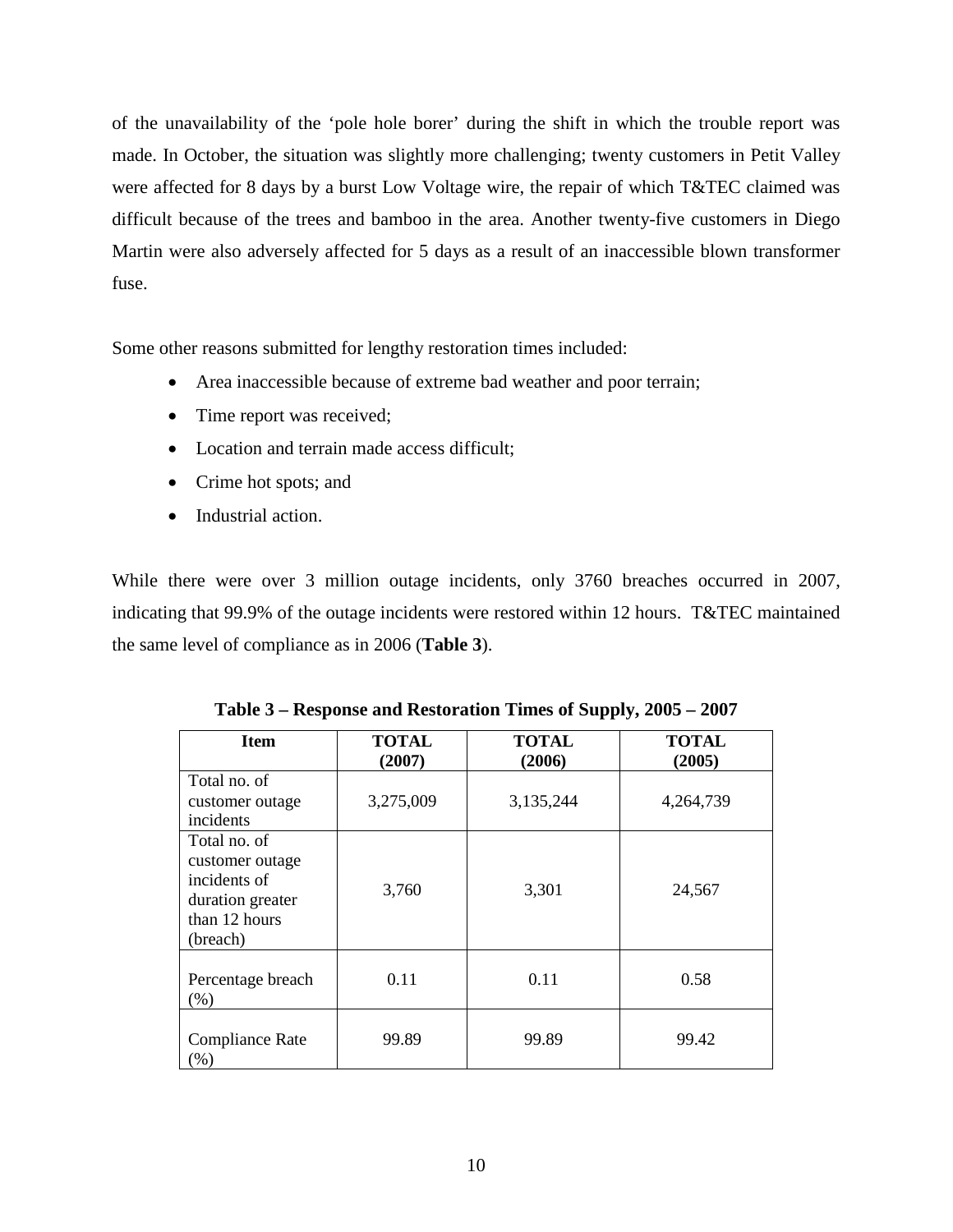of the unavailability of the 'pole hole borer' during the shift in which the trouble report was made. In October, the situation was slightly more challenging; twenty customers in Petit Valley were affected for 8 days by a burst Low Voltage wire, the repair of which T&TEC claimed was difficult because of the trees and bamboo in the area. Another twenty-five customers in Diego Martin were also adversely affected for 5 days as a result of an inaccessible blown transformer fuse.

Some other reasons submitted for lengthy restoration times included:

- Area inaccessible because of extreme bad weather and poor terrain;
- Time report was received;
- Location and terrain made access difficult;
- Crime hot spots; and
- Industrial action.

While there were over 3 million outage incidents, only 3760 breaches occurred in 2007, indicating that 99.9% of the outage incidents were restored within 12 hours. T&TEC maintained the same level of compliance as in 2006 (**Table 3**).

**Table 3 – Response and Restoration Times of Supply, 2005 – 2007**

| Item | TOTAL (2007) | TOTAL (2006) | TOTAL (2005) |
|---|---|---|---|
| Total no. of customer outage incidents | 3,275,009 | 3,135,244 | 4,264,739 |
| Total no. of customer outage incidents of duration greater than 12 hours (breach) | 3,760 | 3,301 | 24,567 |
| Percentage breach (%) | 0.11 | 0.11 | 0.58 |
| Compliance Rate (%) | 99.89 | 99.89 | 99.42 |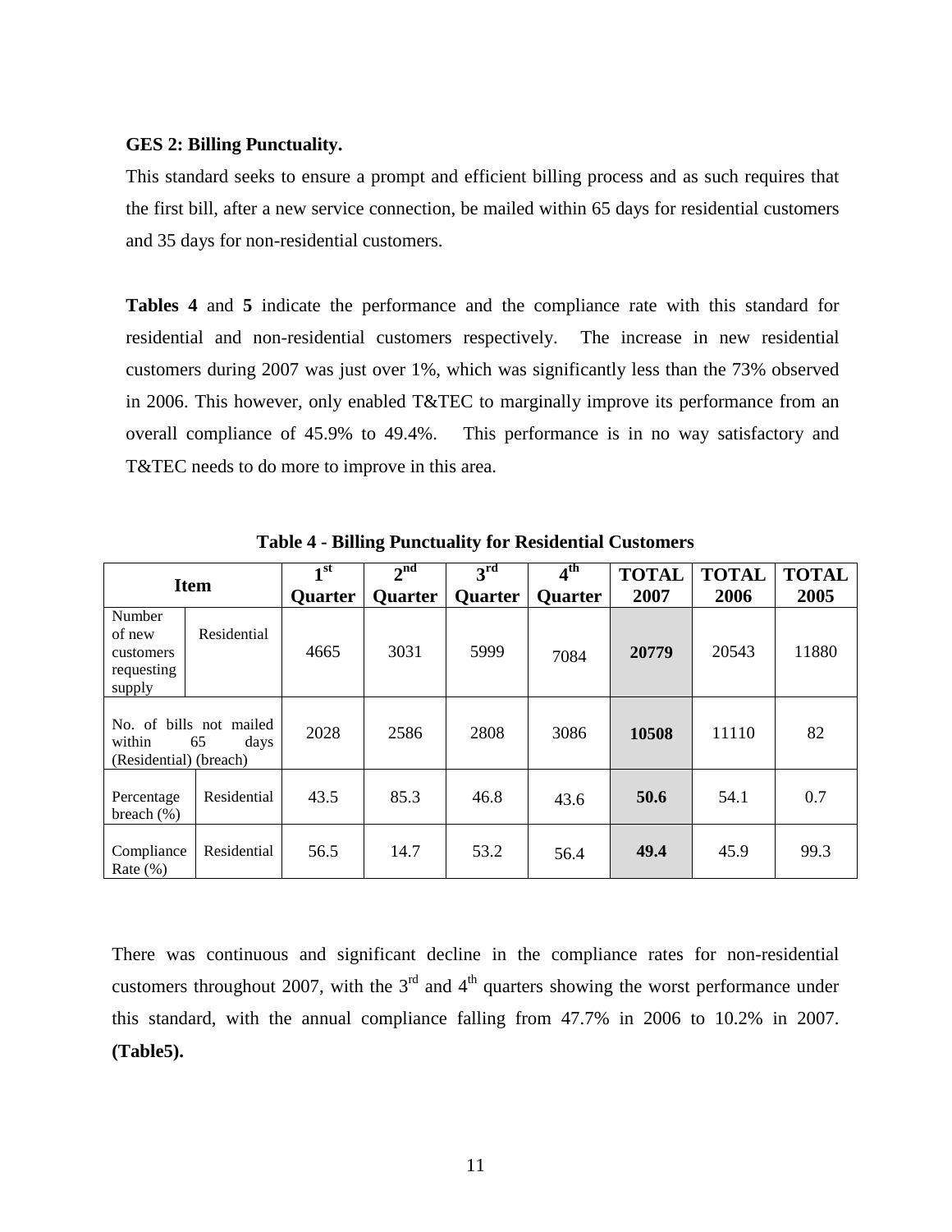**GES 2: Billing Punctuality.**

This standard seeks to ensure a prompt and efficient billing process and as such requires that the first bill, after a new service connection, be mailed within 65 days for residential customers and 35 days for non-residential customers.

**Tables 4** and **5** indicate the performance and the compliance rate with this standard for residential and non-residential customers respectively. The increase in new residential customers during 2007 was just over 1%, which was significantly less than the 73% observed in 2006. This however, only enabled T&TEC to marginally improve its performance from an overall compliance of 45.9% to 49.4%. This performance is in no way satisfactory and T&TEC needs to do more to improve in this area.

**Table 4 - Billing Punctuality for Residential Customers**

| Item | | 1st Quarter | 2nd Quarter | 3rd Quarter | 4th Quarter | TOTAL 2007 | TOTAL 2006 | TOTAL 2005 |
|---|---|---|---|---|---|---|---|---|
| Number of new customers requesting supply | Residential | 4665 | 3031 | 5999 | 7084 | **20779** | 20543 | 11880 |
| No. of bills not mailed within 65 days (Residential) (breach) | | 2028 | 2586 | 2808 | 3086 | **10508** | 11110 | 82 |
| Percentage breach (%) | Residential | 43.5 | 85.3 | 46.8 | 43.6 | **50.6** | 54.1 | 0.7 |
| Compliance Rate (%) | Residential | 56.5 | 14.7 | 53.2 | 56.4 | **49.4** | 45.9 | 99.3 |

There was continuous and significant decline in the compliance rates for non-residential customers throughout 2007, with the 3rd and 4th quarters showing the worst performance under this standard, with the annual compliance falling from 47.7% in 2006 to 10.2% in 2007. **(Table5).**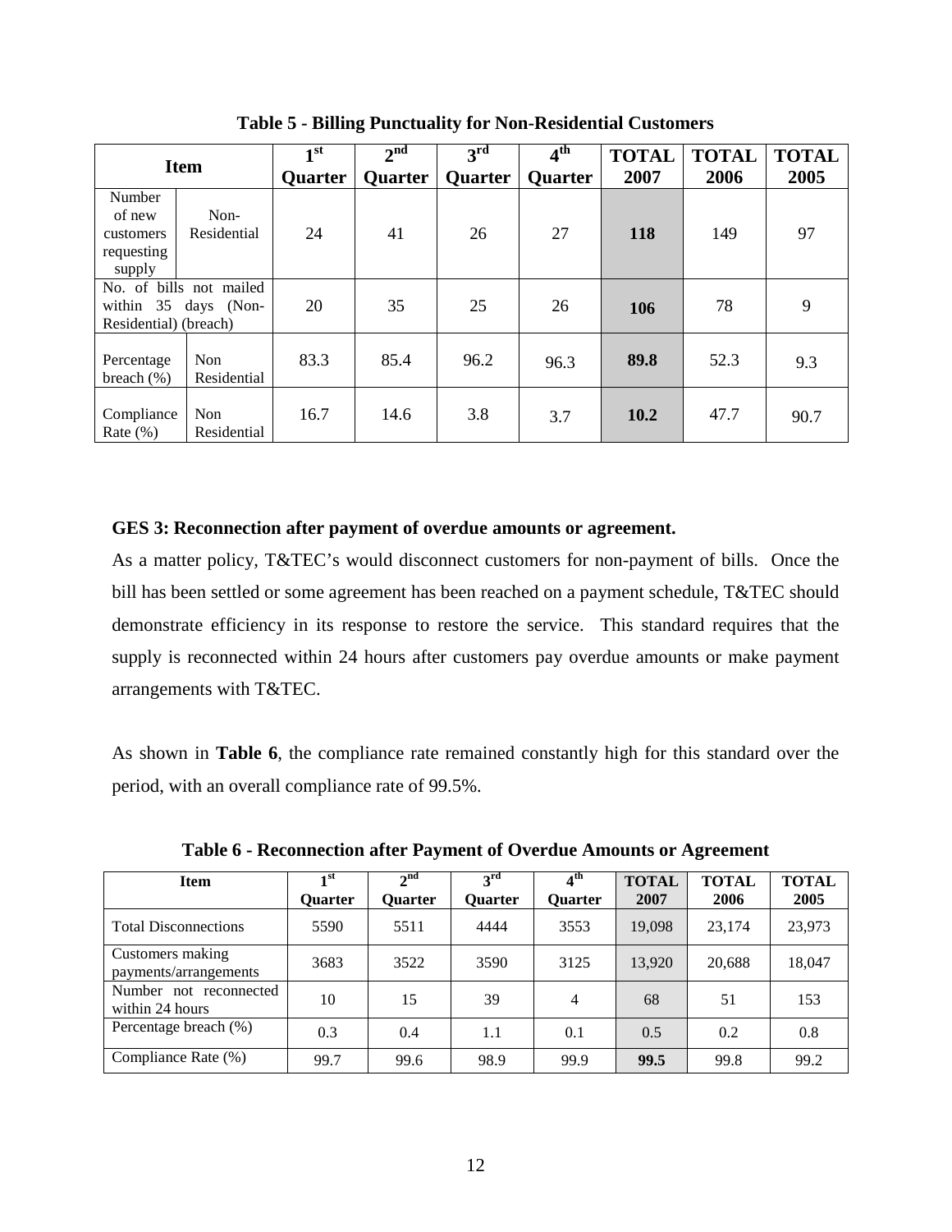**Table 5 - Billing Punctuality for Non-Residential Customers**

| Item | | 1st Quarter | 2nd Quarter | 3rd Quarter | 4th Quarter | TOTAL 2007 | TOTAL 2006 | TOTAL 2005 |
|---|---|---|---|---|---|---|---|---|
| Number of new customers requesting supply | Non-Residential | 24 | 41 | 26 | 27 | **118** | 149 | 97 |
| No. of bills not mailed within 35 days (Non-Residential) (breach) | | 20 | 35 | 25 | 26 | **106** | 78 | 9 |
| Percentage breach (%) | Non Residential | 83.3 | 85.4 | 96.2 | 96.3 | **89.8** | 52.3 | 9.3 |
| Compliance Rate (%) | Non Residential | 16.7 | 14.6 | 3.8 | 3.7 | **10.2** | 47.7 | 90.7 |

**GES 3: Reconnection after payment of overdue amounts or agreement.**

As a matter policy, T&TEC's would disconnect customers for non-payment of bills. Once the bill has been settled or some agreement has been reached on a payment schedule, T&TEC should demonstrate efficiency in its response to restore the service. This standard requires that the supply is reconnected within 24 hours after customers pay overdue amounts or make payment arrangements with T&TEC.

As shown in **Table 6**, the compliance rate remained constantly high for this standard over the period, with an overall compliance rate of 99.5%.

**Table 6 - Reconnection after Payment of Overdue Amounts or Agreement**

| Item | 1st Quarter | 2nd Quarter | 3rd Quarter | 4th Quarter | TOTAL 2007 | TOTAL 2006 | TOTAL 2005 |
|---|---|---|---|---|---|---|---|
| Total Disconnections | 5590 | 5511 | 4444 | 3553 | 19,098 | 23,174 | 23,973 |
| Customers making payments/arrangements | 3683 | 3522 | 3590 | 3125 | 13,920 | 20,688 | 18,047 |
| Number not reconnected within 24 hours | 10 | 15 | 39 | 4 | 68 | 51 | 153 |
| Percentage breach (%) | 0.3 | 0.4 | 1.1 | 0.1 | 0.5 | 0.2 | 0.8 |
| Compliance Rate (%) | 99.7 | 99.6 | 98.9 | 99.9 | **99.5** | 99.8 | 99.2 |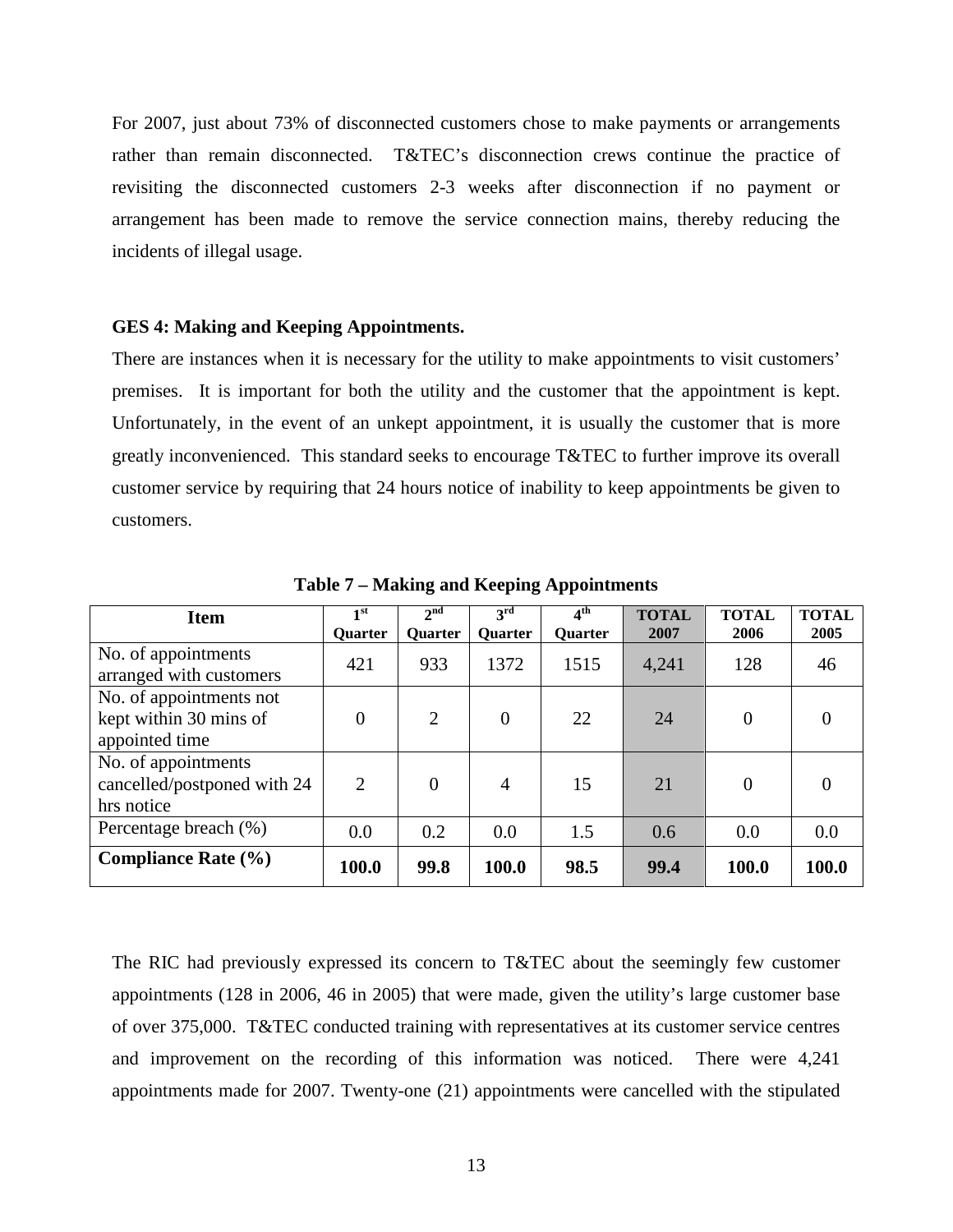For 2007, just about 73% of disconnected customers chose to make payments or arrangements rather than remain disconnected. T&TEC's disconnection crews continue the practice of revisiting the disconnected customers 2-3 weeks after disconnection if no payment or arrangement has been made to remove the service connection mains, thereby reducing the incidents of illegal usage.

**GES 4: Making and Keeping Appointments.**

There are instances when it is necessary for the utility to make appointments to visit customers' premises. It is important for both the utility and the customer that the appointment is kept. Unfortunately, in the event of an unkept appointment, it is usually the customer that is more greatly inconvenienced. This standard seeks to encourage T&TEC to further improve its overall customer service by requiring that 24 hours notice of inability to keep appointments be given to customers.

**Table 7 – Making and Keeping Appointments**

| Item | 1st Quarter | 2nd Quarter | 3rd Quarter | 4th Quarter | TOTAL 2007 | TOTAL 2006 | TOTAL 2005 |
|---|---|---|---|---|---|---|---|
| No. of appointments arranged with customers | 421 | 933 | 1372 | 1515 | 4,241 | 128 | 46 |
| No. of appointments not kept within 30 mins of appointed time | 0 | 2 | 0 | 22 | 24 | 0 | 0 |
| No. of appointments cancelled/postponed with 24 hrs notice | 2 | 0 | 4 | 15 | 21 | 0 | 0 |
| Percentage breach (%) | 0.0 | 0.2 | 0.0 | 1.5 | 0.6 | 0.0 | 0.0 |
| **Compliance Rate (%)** | **100.0** | **99.8** | **100.0** | **98.5** | **99.4** | **100.0** | **100.0** |

The RIC had previously expressed its concern to T&TEC about the seemingly few customer appointments (128 in 2006, 46 in 2005) that were made, given the utility's large customer base of over 375,000. T&TEC conducted training with representatives at its customer service centres and improvement on the recording of this information was noticed. There were 4,241 appointments made for 2007. Twenty-one (21) appointments were cancelled with the stipulated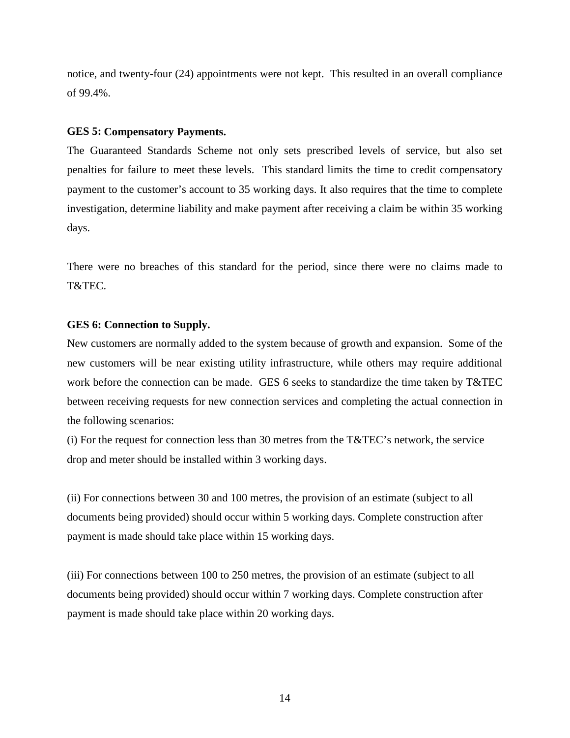notice, and twenty-four (24) appointments were not kept. This resulted in an overall compliance of 99.4%.

**GES 5: Compensatory Payments.**

The Guaranteed Standards Scheme not only sets prescribed levels of service, but also set penalties for failure to meet these levels. This standard limits the time to credit compensatory payment to the customer's account to 35 working days. It also requires that the time to complete investigation, determine liability and make payment after receiving a claim be within 35 working days.

There were no breaches of this standard for the period, since there were no claims made to T&TEC.

**GES 6: Connection to Supply.**

New customers are normally added to the system because of growth and expansion. Some of the new customers will be near existing utility infrastructure, while others may require additional work before the connection can be made. GES 6 seeks to standardize the time taken by T&TEC between receiving requests for new connection services and completing the actual connection in the following scenarios:

(i) For the request for connection less than 30 metres from the T&TEC's network, the service drop and meter should be installed within 3 working days.

(ii) For connections between 30 and 100 metres, the provision of an estimate (subject to all documents being provided) should occur within 5 working days. Complete construction after payment is made should take place within 15 working days.

(iii) For connections between 100 to 250 metres, the provision of an estimate (subject to all documents being provided) should occur within 7 working days. Complete construction after payment is made should take place within 20 working days.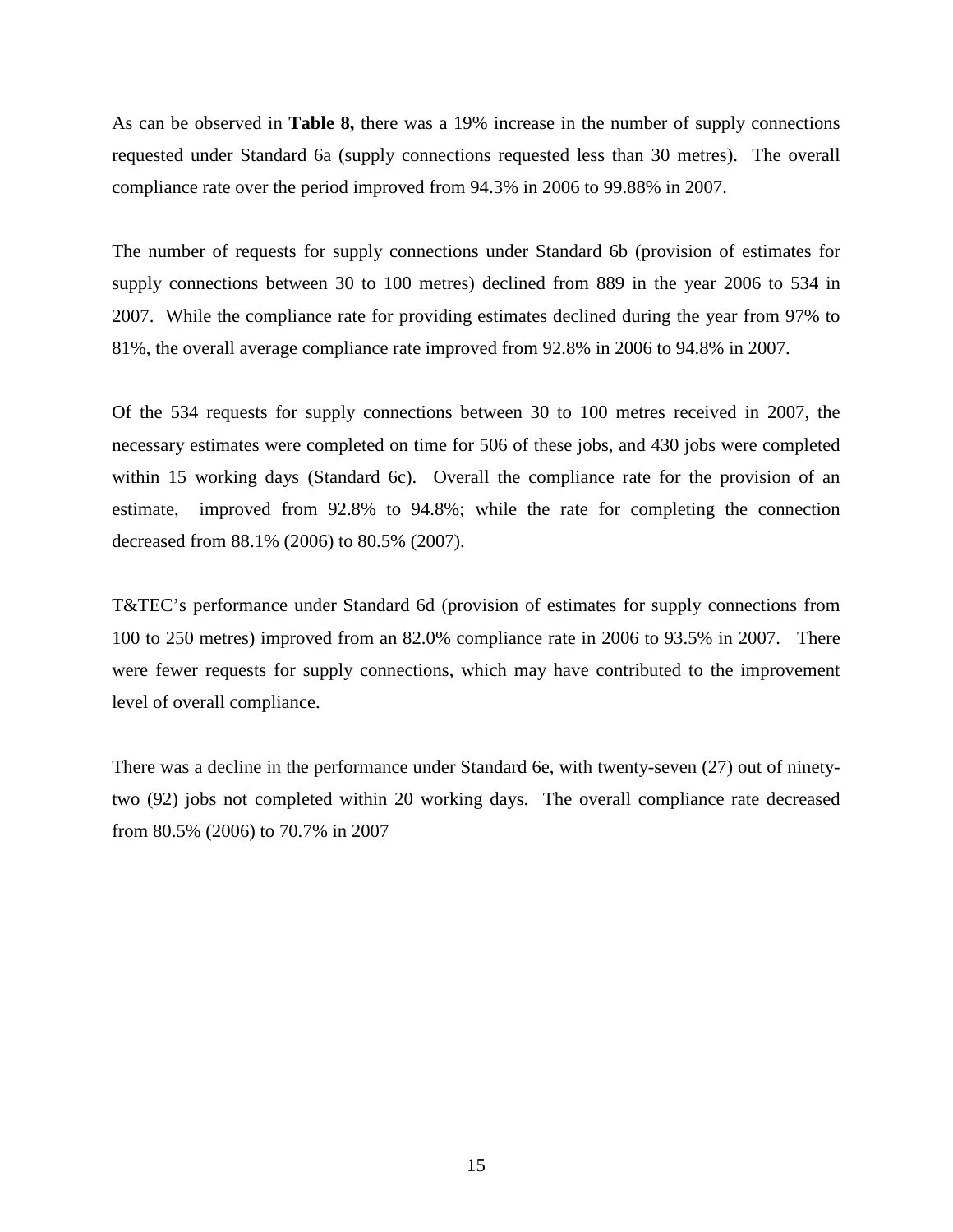As can be observed in **Table 8,** there was a 19% increase in the number of supply connections requested under Standard 6a (supply connections requested less than 30 metres). The overall compliance rate over the period improved from 94.3% in 2006 to 99.88% in 2007.

The number of requests for supply connections under Standard 6b (provision of estimates for supply connections between 30 to 100 metres) declined from 889 in the year 2006 to 534 in 2007. While the compliance rate for providing estimates declined during the year from 97% to 81%, the overall average compliance rate improved from 92.8% in 2006 to 94.8% in 2007.

Of the 534 requests for supply connections between 30 to 100 metres received in 2007, the necessary estimates were completed on time for 506 of these jobs, and 430 jobs were completed within 15 working days (Standard 6c). Overall the compliance rate for the provision of an estimate, improved from 92.8% to 94.8%; while the rate for completing the connection decreased from 88.1% (2006) to 80.5% (2007).

T&TEC's performance under Standard 6d (provision of estimates for supply connections from 100 to 250 metres) improved from an 82.0% compliance rate in 2006 to 93.5% in 2007. There were fewer requests for supply connections, which may have contributed to the improvement level of overall compliance.

There was a decline in the performance under Standard 6e, with twenty-seven (27) out of ninety-two (92) jobs not completed within 20 working days. The overall compliance rate decreased from 80.5% (2006) to 70.7% in 2007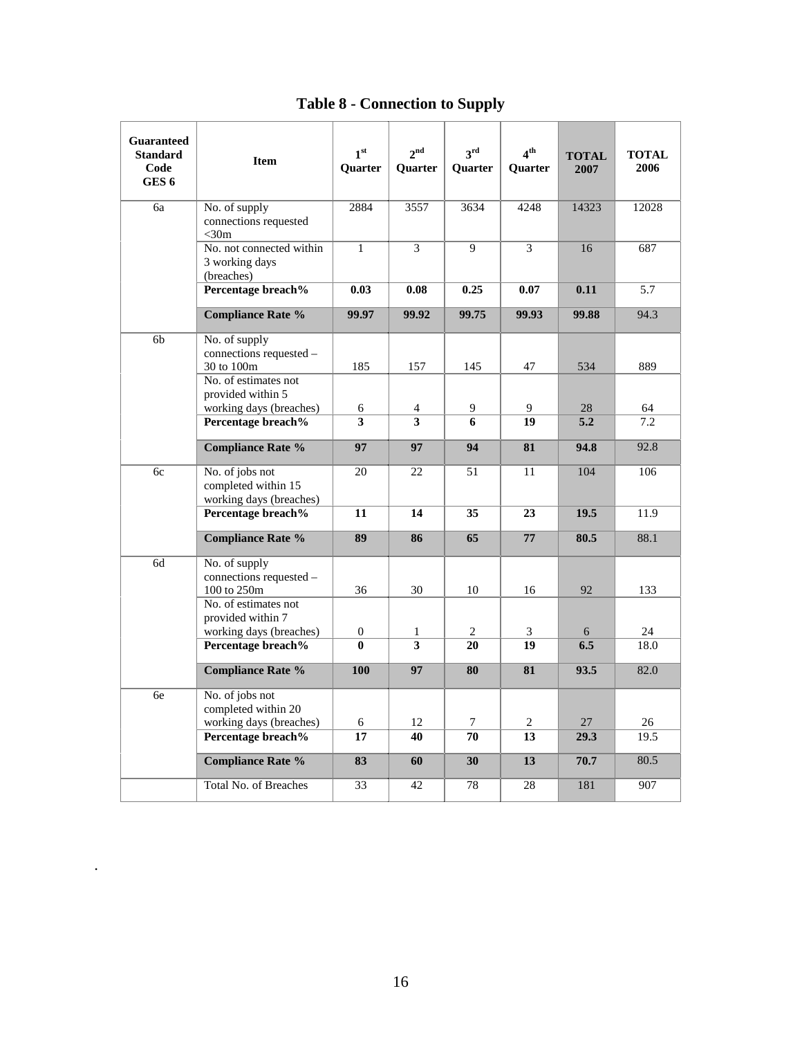# Table 8 - Connection to Supply

| Guaranteed Standard Code GES 6 | Item | 1st Quarter | 2nd Quarter | 3rd Quarter | 4th Quarter | TOTAL 2007 | TOTAL 2006 |
|---|---|---|---|---|---|---|---|
| 6a | No. of supply connections requested <30m | 2884 | 3557 | 3634 | 4248 | 14323 | 12028 |
| | No. not connected within 3 working days (breaches) | 1 | 3 | 9 | 3 | 16 | 687 |
| | **Percentage breach%** | **0.03** | **0.08** | **0.25** | **0.07** | **0.11** | 5.7 |
| | **Compliance Rate %** | **99.97** | **99.92** | **99.75** | **99.93** | **99.88** | 94.3 |
| 6b | No. of supply connections requested – 30 to 100m | 185 | 157 | 145 | 47 | 534 | 889 |
| | No. of estimates not provided within 5 working days (breaches) | 6 | 4 | 9 | 9 | 28 | 64 |
| | **Percentage breach%** | **3** | **3** | **6** | **19** | **5.2** | 7.2 |
| | **Compliance Rate %** | **97** | **97** | **94** | **81** | **94.8** | 92.8 |
| 6c | No. of jobs not completed within 15 working days (breaches) | 20 | 22 | 51 | 11 | 104 | 106 |
| | **Percentage breach%** | **11** | **14** | **35** | **23** | **19.5** | 11.9 |
| | **Compliance Rate %** | **89** | **86** | **65** | **77** | **80.5** | 88.1 |
| 6d | No. of supply connections requested – 100 to 250m | 36 | 30 | 10 | 16 | 92 | 133 |
| | No. of estimates not provided within 7 working days (breaches) | 0 | 1 | 2 | 3 | 6 | 24 |
| | **Percentage breach%** | **0** | **3** | **20** | **19** | **6.5** | 18.0 |
| | **Compliance Rate %** | **100** | **97** | **80** | **81** | **93.5** | 82.0 |
| 6e | No. of jobs not completed within 20 working days (breaches) | 6 | 12 | 7 | 2 | 27 | 26 |
| | **Percentage breach%** | **17** | **40** | **70** | **13** | **29.3** | 19.5 |
| | **Compliance Rate %** | **83** | **60** | **30** | **13** | **70.7** | 80.5 |
| | Total No. of Breaches | 33 | 42 | 78 | 28 | 181 | 907 |

.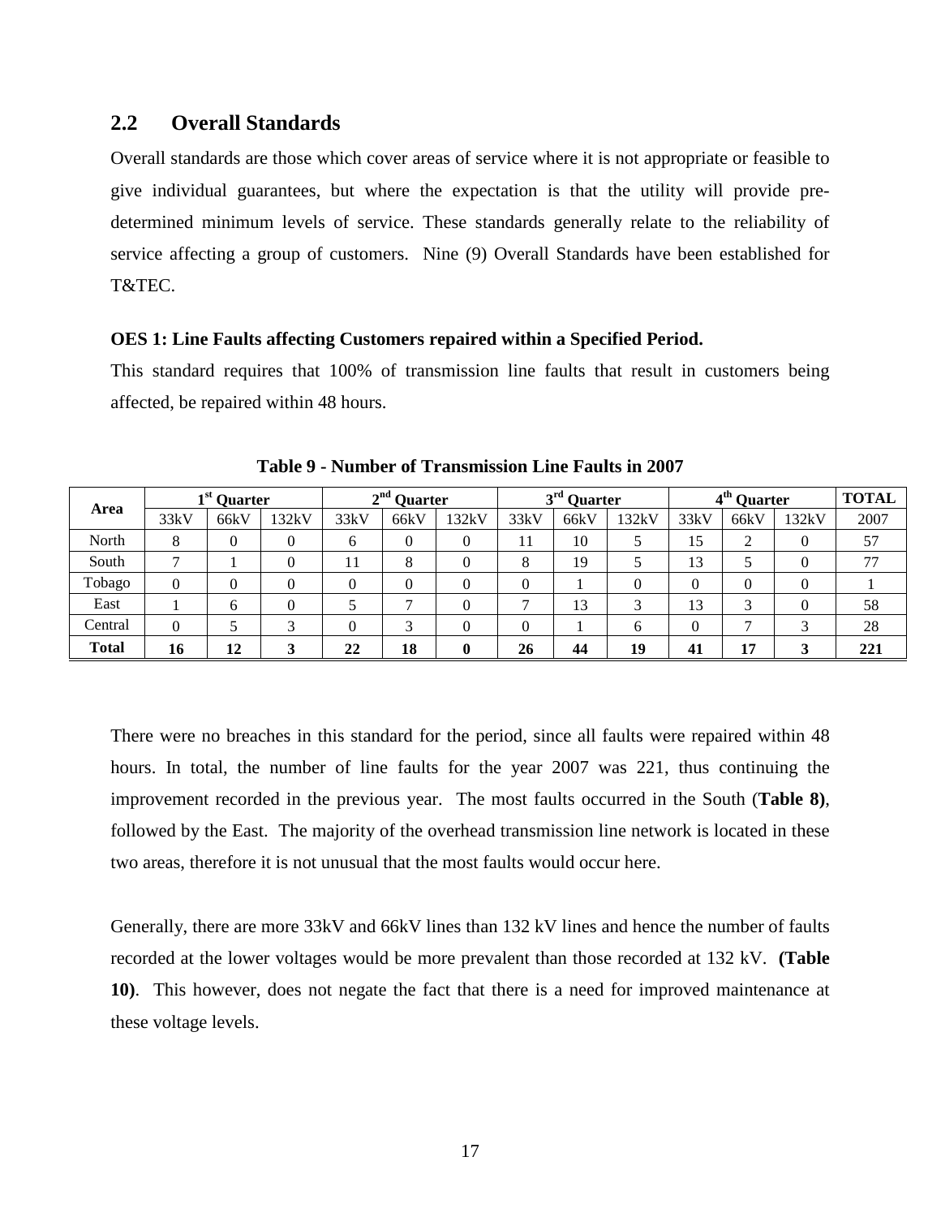## 2.2 Overall Standards

Overall standards are those which cover areas of service where it is not appropriate or feasible to give individual guarantees, but where the expectation is that the utility will provide pre-determined minimum levels of service. These standards generally relate to the reliability of service affecting a group of customers. Nine (9) Overall Standards have been established for T&TEC.

**OES 1: Line Faults affecting Customers repaired within a Specified Period.**

This standard requires that 100% of transmission line faults that result in customers being affected, be repaired within 48 hours.

**Table 9 - Number of Transmission Line Faults in 2007**

| Area | 1st Quarter | | | 2nd Quarter | | | 3rd Quarter | | | 4th Quarter | | | TOTAL |
|---|---|---|---|---|---|---|---|---|---|---|---|---|---|
| | 33kV | 66kV | 132kV | 33kV | 66kV | 132kV | 33kV | 66kV | 132kV | 33kV | 66kV | 132kV | 2007 |
| North | 8 | 0 | 0 | 6 | 0 | 0 | 11 | 10 | 5 | 15 | 2 | 0 | 57 |
| South | 7 | 1 | 0 | 11 | 8 | 0 | 8 | 19 | 5 | 13 | 5 | 0 | 77 |
| Tobago | 0 | 0 | 0 | 0 | 0 | 0 | 0 | 1 | 0 | 0 | 0 | 0 | 1 |
| East | 1 | 6 | 0 | 5 | 7 | 0 | 7 | 13 | 3 | 13 | 3 | 0 | 58 |
| Central | 0 | 5 | 3 | 0 | 3 | 0 | 0 | 1 | 6 | 0 | 7 | 3 | 28 |
| **Total** | **16** | **12** | **3** | **22** | **18** | **0** | **26** | **44** | **19** | **41** | **17** | **3** | **221** |

There were no breaches in this standard for the period, since all faults were repaired within 48 hours. In total, the number of line faults for the year 2007 was 221, thus continuing the improvement recorded in the previous year. The most faults occurred in the South (**Table 8)**, followed by the East. The majority of the overhead transmission line network is located in these two areas, therefore it is not unusual that the most faults would occur here.

Generally, there are more 33kV and 66kV lines than 132 kV lines and hence the number of faults recorded at the lower voltages would be more prevalent than those recorded at 132 kV. **(Table 10)**. This however, does not negate the fact that there is a need for improved maintenance at these voltage levels.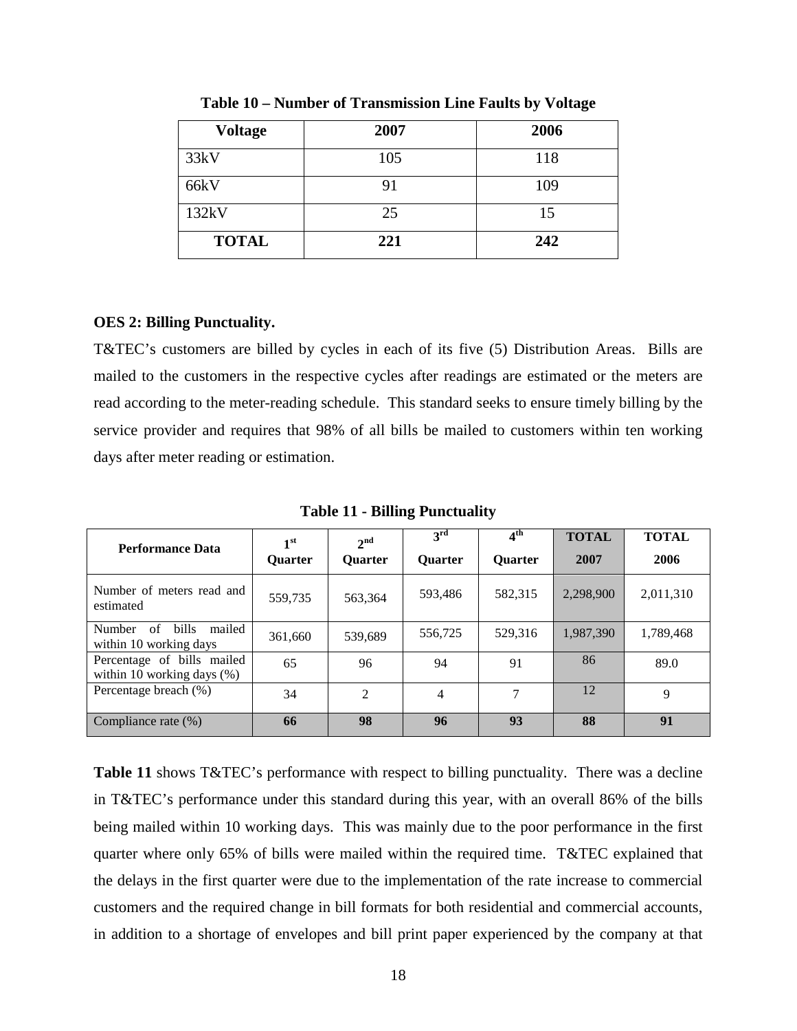**Table 10 – Number of Transmission Line Faults by Voltage**

| Voltage | 2007 | 2006 |
|---|---|---|
| 33kV | 105 | 118 |
| 66kV | 91 | 109 |
| 132kV | 25 | 15 |
| **TOTAL** | **221** | **242** |

**OES 2: Billing Punctuality.**

T&TEC's customers are billed by cycles in each of its five (5) Distribution Areas. Bills are mailed to the customers in the respective cycles after readings are estimated or the meters are read according to the meter-reading schedule. This standard seeks to ensure timely billing by the service provider and requires that 98% of all bills be mailed to customers within ten working days after meter reading or estimation.

**Table 11 - Billing Punctuality**

| Performance Data | 1st Quarter | 2nd Quarter | 3rd Quarter | 4th Quarter | TOTAL 2007 | TOTAL 2006 |
|---|---|---|---|---|---|---|
| Number of meters read and estimated | 559,735 | 563,364 | 593,486 | 582,315 | 2,298,900 | 2,011,310 |
| Number of bills mailed within 10 working days | 361,660 | 539,689 | 556,725 | 529,316 | 1,987,390 | 1,789,468 |
| Percentage of bills mailed within 10 working days (%) | 65 | 96 | 94 | 91 | 86 | 89.0 |
| Percentage breach (%) | 34 | 2 | 4 | 7 | 12 | 9 |
| Compliance rate (%) | **66** | **98** | **96** | **93** | **88** | **91** |

**Table 11** shows T&TEC's performance with respect to billing punctuality. There was a decline in T&TEC's performance under this standard during this year, with an overall 86% of the bills being mailed within 10 working days. This was mainly due to the poor performance in the first quarter where only 65% of bills were mailed within the required time. T&TEC explained that the delays in the first quarter were due to the implementation of the rate increase to commercial customers and the required change in bill formats for both residential and commercial accounts, in addition to a shortage of envelopes and bill print paper experienced by the company at that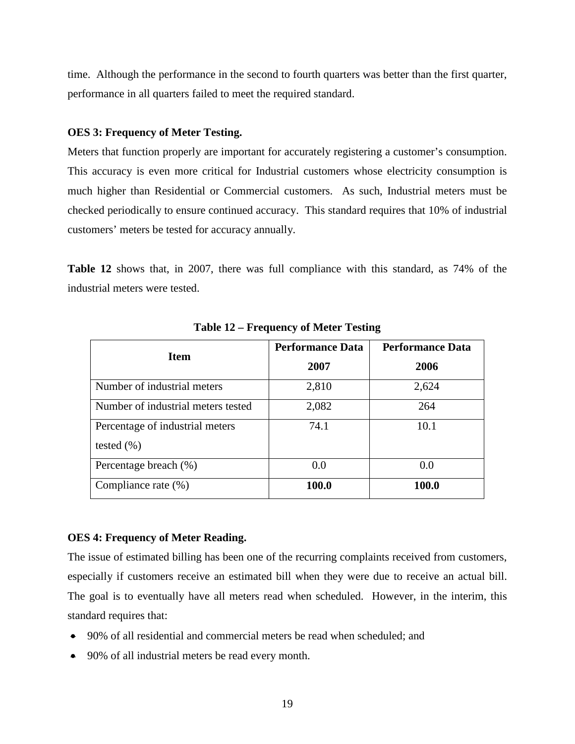time. Although the performance in the second to fourth quarters was better than the first quarter, performance in all quarters failed to meet the required standard.

**OES 3: Frequency of Meter Testing.**

Meters that function properly are important for accurately registering a customer's consumption. This accuracy is even more critical for Industrial customers whose electricity consumption is much higher than Residential or Commercial customers. As such, Industrial meters must be checked periodically to ensure continued accuracy. This standard requires that 10% of industrial customers' meters be tested for accuracy annually.

**Table 12** shows that, in 2007, there was full compliance with this standard, as 74% of the industrial meters were tested.

**Table 12 – Frequency of Meter Testing**

| Item | Performance Data 2007 | Performance Data 2006 |
|---|---|---|
| Number of industrial meters | 2,810 | 2,624 |
| Number of industrial meters tested | 2,082 | 264 |
| Percentage of industrial meters tested (%) | 74.1 | 10.1 |
| Percentage breach (%) | 0.0 | 0.0 |
| Compliance rate (%) | **100.0** | **100.0** |

**OES 4: Frequency of Meter Reading.**

The issue of estimated billing has been one of the recurring complaints received from customers, especially if customers receive an estimated bill when they were due to receive an actual bill. The goal is to eventually have all meters read when scheduled. However, in the interim, this standard requires that:

- 90% of all residential and commercial meters be read when scheduled; and
- 90% of all industrial meters be read every month.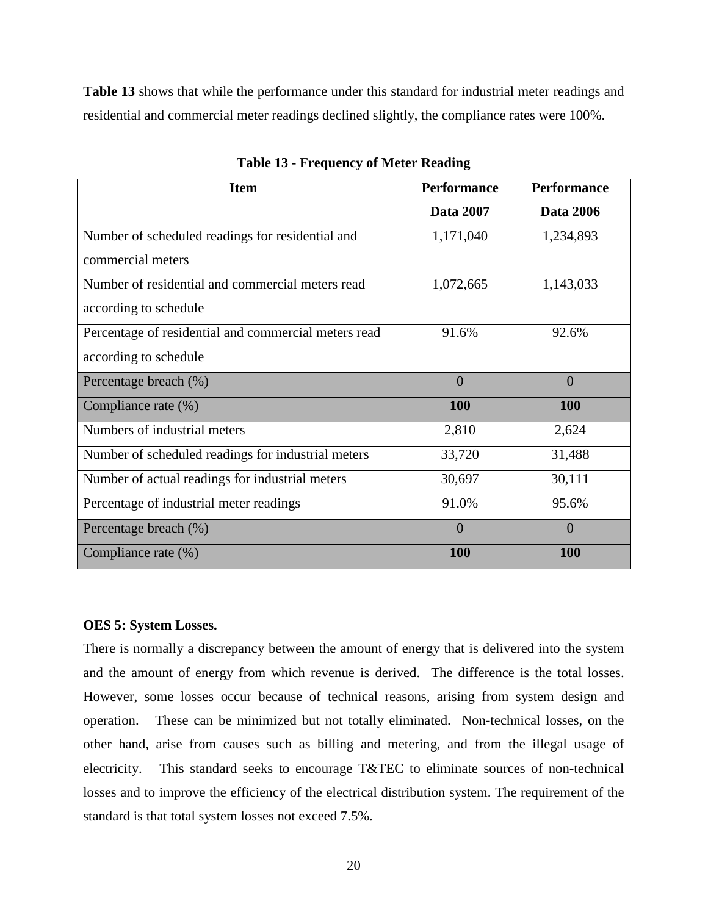**Table 13** shows that while the performance under this standard for industrial meter readings and residential and commercial meter readings declined slightly, the compliance rates were 100%.

**Table 13 - Frequency of Meter Reading**

| Item | Performance Data 2007 | Performance Data 2006 |
|---|---|---|
| Number of scheduled readings for residential and commercial meters | 1,171,040 | 1,234,893 |
| Number of residential and commercial meters read according to schedule | 1,072,665 | 1,143,033 |
| Percentage of residential and commercial meters read according to schedule | 91.6% | 92.6% |
| Percentage breach (%) | 0 | 0 |
| Compliance rate (%) | **100** | **100** |
| Numbers of industrial meters | 2,810 | 2,624 |
| Number of scheduled readings for industrial meters | 33,720 | 31,488 |
| Number of actual readings for industrial meters | 30,697 | 30,111 |
| Percentage of industrial meter readings | 91.0% | 95.6% |
| Percentage breach (%) | 0 | 0 |
| Compliance rate (%) | **100** | **100** |

**OES 5: System Losses.**

There is normally a discrepancy between the amount of energy that is delivered into the system and the amount of energy from which revenue is derived. The difference is the total losses. However, some losses occur because of technical reasons, arising from system design and operation. These can be minimized but not totally eliminated. Non-technical losses, on the other hand, arise from causes such as billing and metering, and from the illegal usage of electricity. This standard seeks to encourage T&TEC to eliminate sources of non-technical losses and to improve the efficiency of the electrical distribution system. The requirement of the standard is that total system losses not exceed 7.5%.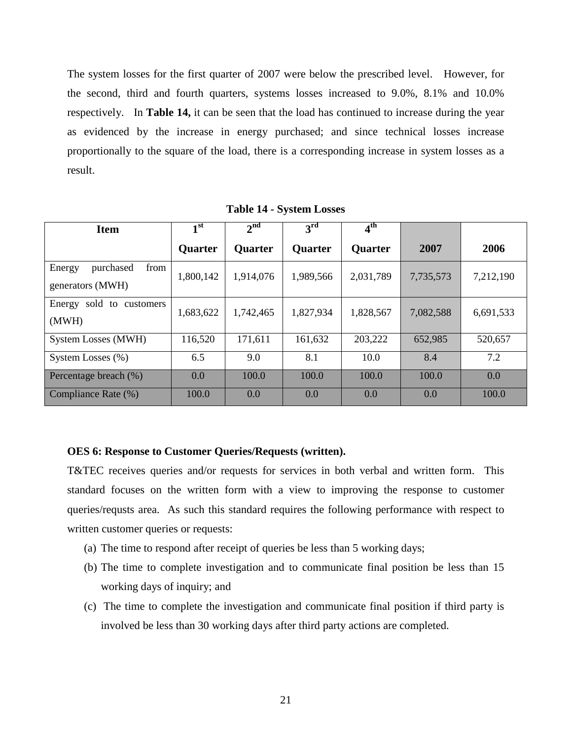The system losses for the first quarter of 2007 were below the prescribed level. However, for the second, third and fourth quarters, systems losses increased to 9.0%, 8.1% and 10.0% respectively. In **Table 14,** it can be seen that the load has continued to increase during the year as evidenced by the increase in energy purchased; and since technical losses increase proportionally to the square of the load, there is a corresponding increase in system losses as a result.

**Table 14 - System Losses**

| Item | 1st Quarter | 2nd Quarter | 3rd Quarter | 4th Quarter | 2007 | 2006 |
|---|---|---|---|---|---|---|
| Energy purchased from generators (MWH) | 1,800,142 | 1,914,076 | 1,989,566 | 2,031,789 | 7,735,573 | 7,212,190 |
| Energy sold to customers (MWH) | 1,683,622 | 1,742,465 | 1,827,934 | 1,828,567 | 7,082,588 | 6,691,533 |
| System Losses (MWH) | 116,520 | 171,611 | 161,632 | 203,222 | 652,985 | 520,657 |
| System Losses (%) | 6.5 | 9.0 | 8.1 | 10.0 | 8.4 | 7.2 |
| Percentage breach (%) | 0.0 | 100.0 | 100.0 | 100.0 | 100.0 | 0.0 |
| Compliance Rate (%) | 100.0 | 0.0 | 0.0 | 0.0 | 0.0 | 100.0 |

**OES 6: Response to Customer Queries/Requests (written).**

T&TEC receives queries and/or requests for services in both verbal and written form. This standard focuses on the written form with a view to improving the response to customer queries/requsts area. As such this standard requires the following performance with respect to written customer queries or requests:

(a) The time to respond after receipt of queries be less than 5 working days;

(b) The time to complete investigation and to communicate final position be less than 15 working days of inquiry; and

(c) The time to complete the investigation and communicate final position if third party is involved be less than 30 working days after third party actions are completed.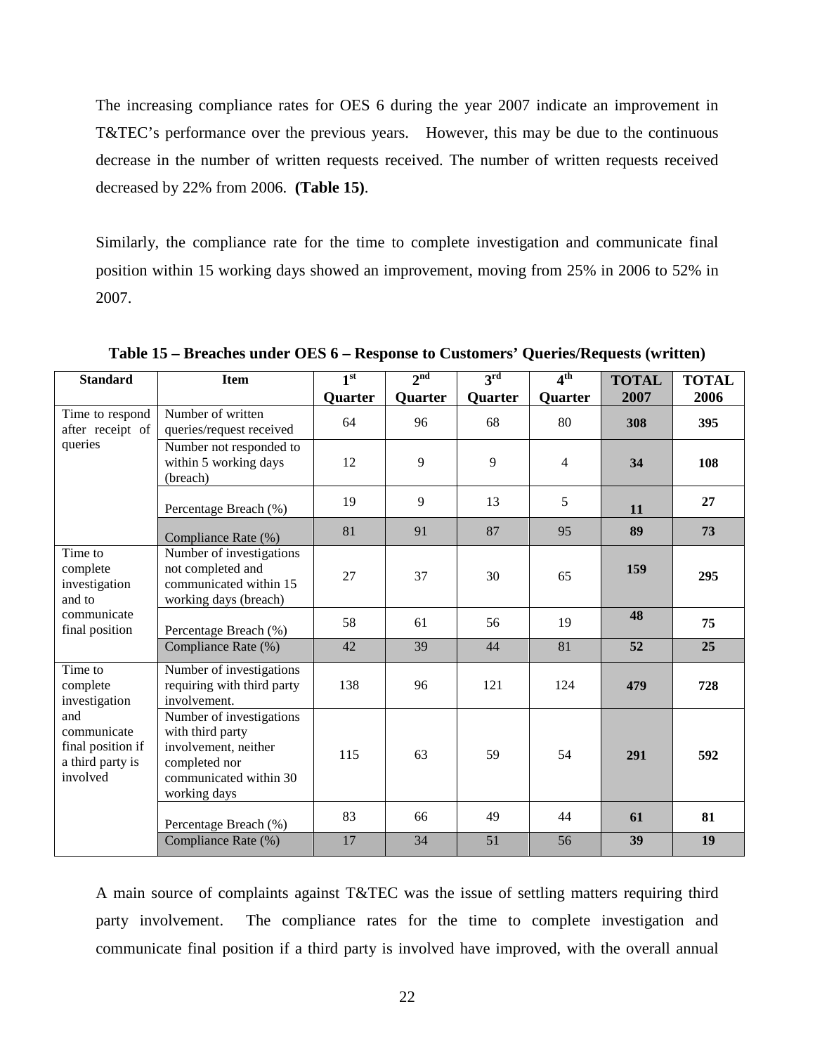The increasing compliance rates for OES 6 during the year 2007 indicate an improvement in T&TEC's performance over the previous years. However, this may be due to the continuous decrease in the number of written requests received. The number of written requests received decreased by 22% from 2006. **(Table 15)**.

Similarly, the compliance rate for the time to complete investigation and communicate final position within 15 working days showed an improvement, moving from 25% in 2006 to 52% in 2007.

**Table 15 – Breaches under OES 6 – Response to Customers' Queries/Requests (written)**

| Standard | Item | 1st Quarter | 2nd Quarter | 3rd Quarter | 4th Quarter | TOTAL 2007 | TOTAL 2006 |
|---|---|---|---|---|---|---|---|
| Time to respond after receipt of queries | Number of written queries/request received | 64 | 96 | 68 | 80 | **308** | **395** |
| | Number not responded to within 5 working days (breach) | 12 | 9 | 9 | 4 | **34** | **108** |
| | Percentage Breach (%) | 19 | 9 | 13 | 5 | **11** | **27** |
| | Compliance Rate (%) | 81 | 91 | 87 | 95 | **89** | **73** |
| Time to complete investigation and to communicate final position | Number of investigations not completed and communicated within 15 working days (breach) | 27 | 37 | 30 | 65 | **159** | **295** |
| | Percentage Breach (%) | 58 | 61 | 56 | 19 | **48** | **75** |
| | Compliance Rate (%) | 42 | 39 | 44 | 81 | **52** | **25** |
| Time to complete investigation and communicate final position if a third party is involved | Number of investigations requiring with third party involvement. | 138 | 96 | 121 | 124 | **479** | **728** |
| | Number of investigations with third party involvement, neither completed nor communicated within 30 working days | 115 | 63 | 59 | 54 | **291** | **592** |
| | Percentage Breach (%) | 83 | 66 | 49 | 44 | **61** | **81** |
| | Compliance Rate (%) | 17 | 34 | 51 | 56 | **39** | **19** |

A main source of complaints against T&TEC was the issue of settling matters requiring third party involvement. The compliance rates for the time to complete investigation and communicate final position if a third party is involved have improved, with the overall annual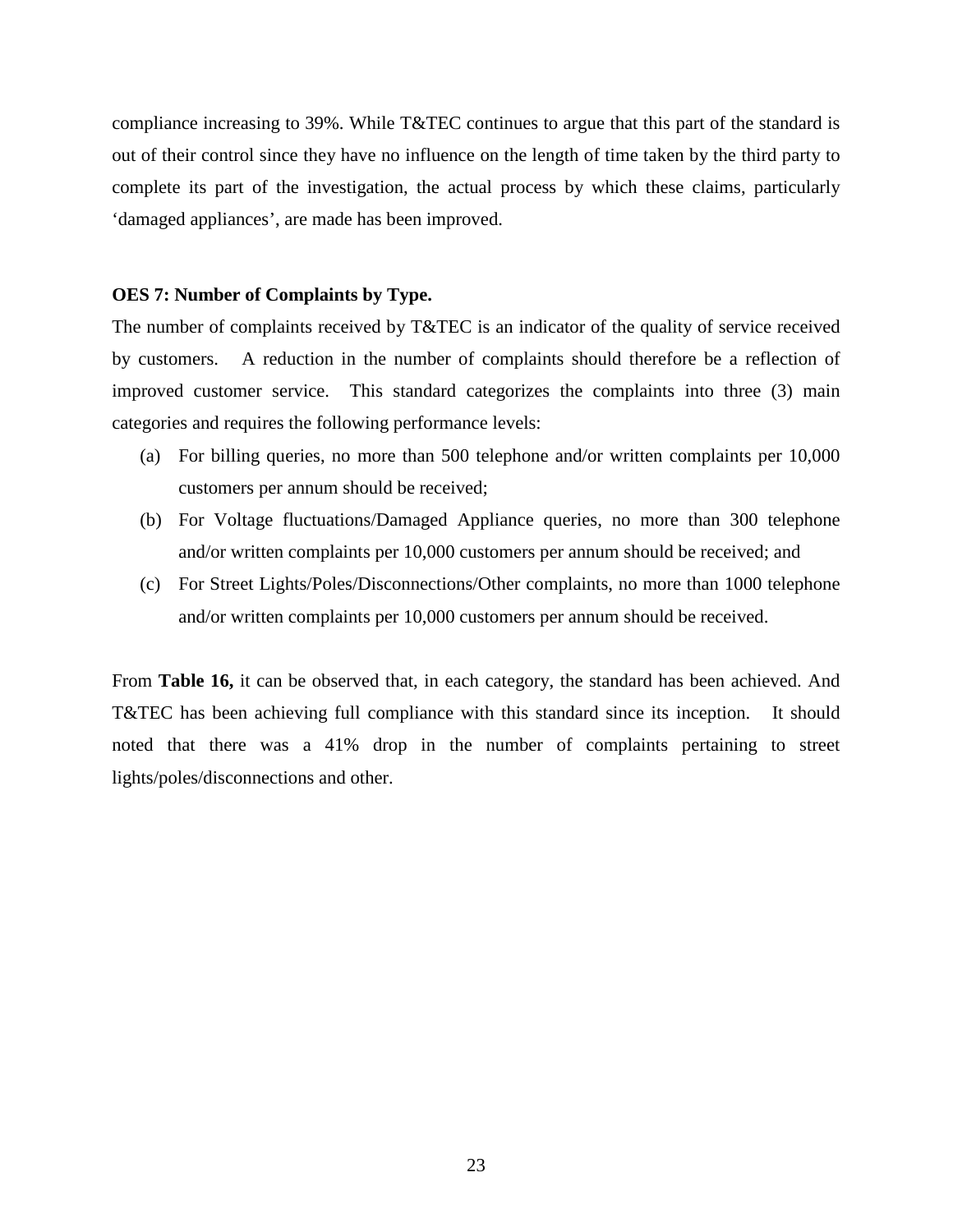compliance increasing to 39%. While T&TEC continues to argue that this part of the standard is out of their control since they have no influence on the length of time taken by the third party to complete its part of the investigation, the actual process by which these claims, particularly 'damaged appliances', are made has been improved.

**OES 7: Number of Complaints by Type.**

The number of complaints received by T&TEC is an indicator of the quality of service received by customers. A reduction in the number of complaints should therefore be a reflection of improved customer service. This standard categorizes the complaints into three (3) main categories and requires the following performance levels:

(a) For billing queries, no more than 500 telephone and/or written complaints per 10,000 customers per annum should be received;

(b) For Voltage fluctuations/Damaged Appliance queries, no more than 300 telephone and/or written complaints per 10,000 customers per annum should be received; and

(c) For Street Lights/Poles/Disconnections/Other complaints, no more than 1000 telephone and/or written complaints per 10,000 customers per annum should be received.

From **Table 16,** it can be observed that, in each category, the standard has been achieved. And T&TEC has been achieving full compliance with this standard since its inception. It should noted that there was a 41% drop in the number of complaints pertaining to street lights/poles/disconnections and other.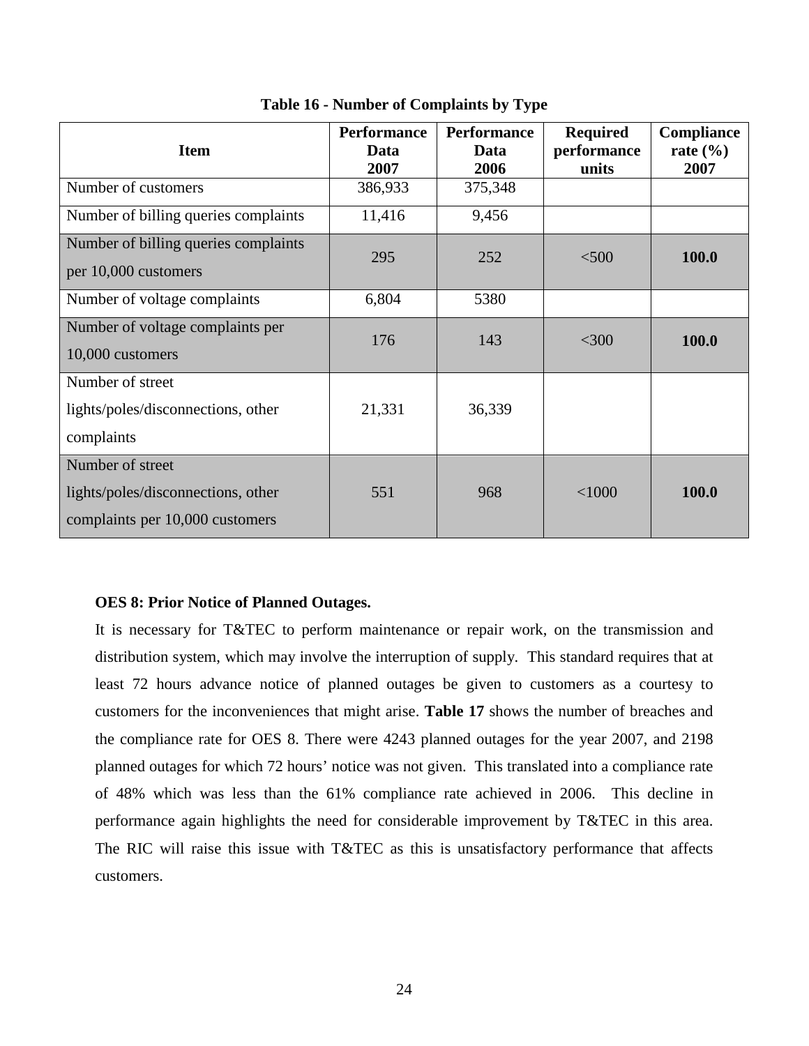**Table 16 - Number of Complaints by Type**

| Item | Performance Data 2007 | Performance Data 2006 | Required performance units | Compliance rate (%) 2007 |
|---|---|---|---|---|
| Number of customers | 386,933 | 375,348 | | |
| Number of billing queries complaints | 11,416 | 9,456 | | |
| Number of billing queries complaints per 10,000 customers | 295 | 252 | <500 | **100.0** |
| Number of voltage complaints | 6,804 | 5380 | | |
| Number of voltage complaints per 10,000 customers | 176 | 143 | <300 | **100.0** |
| Number of street lights/poles/disconnections, other complaints | 21,331 | 36,339 | | |
| Number of street lights/poles/disconnections, other complaints per 10,000 customers | 551 | 968 | <1000 | **100.0** |

**OES 8: Prior Notice of Planned Outages.**

It is necessary for T&TEC to perform maintenance or repair work, on the transmission and distribution system, which may involve the interruption of supply. This standard requires that at least 72 hours advance notice of planned outages be given to customers as a courtesy to customers for the inconveniences that might arise. **Table 17** shows the number of breaches and the compliance rate for OES 8. There were 4243 planned outages for the year 2007, and 2198 planned outages for which 72 hours' notice was not given. This translated into a compliance rate of 48% which was less than the 61% compliance rate achieved in 2006. This decline in performance again highlights the need for considerable improvement by T&TEC in this area. The RIC will raise this issue with T&TEC as this is unsatisfactory performance that affects customers.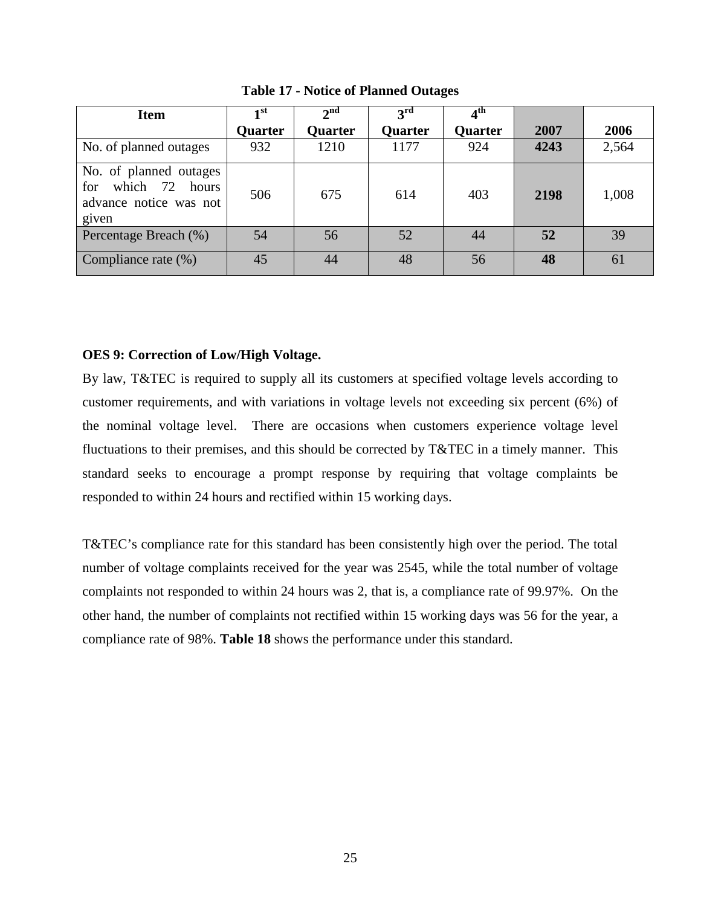**Table 17 - Notice of Planned Outages**

| Item | 1st Quarter | 2nd Quarter | 3rd Quarter | 4th Quarter | 2007 | 2006 |
|---|---|---|---|---|---|---|
| No. of planned outages | 932 | 1210 | 1177 | 924 | **4243** | 2,564 |
| No. of planned outages for which 72 hours advance notice was not given | 506 | 675 | 614 | 403 | **2198** | 1,008 |
| Percentage Breach (%) | 54 | 56 | 52 | 44 | **52** | 39 |
| Compliance rate (%) | 45 | 44 | 48 | 56 | **48** | 61 |

**OES 9: Correction of Low/High Voltage.**

By law, T&TEC is required to supply all its customers at specified voltage levels according to customer requirements, and with variations in voltage levels not exceeding six percent (6%) of the nominal voltage level. There are occasions when customers experience voltage level fluctuations to their premises, and this should be corrected by T&TEC in a timely manner. This standard seeks to encourage a prompt response by requiring that voltage complaints be responded to within 24 hours and rectified within 15 working days.

T&TEC's compliance rate for this standard has been consistently high over the period. The total number of voltage complaints received for the year was 2545, while the total number of voltage complaints not responded to within 24 hours was 2, that is, a compliance rate of 99.97%. On the other hand, the number of complaints not rectified within 15 working days was 56 for the year, a compliance rate of 98%. **Table 18** shows the performance under this standard.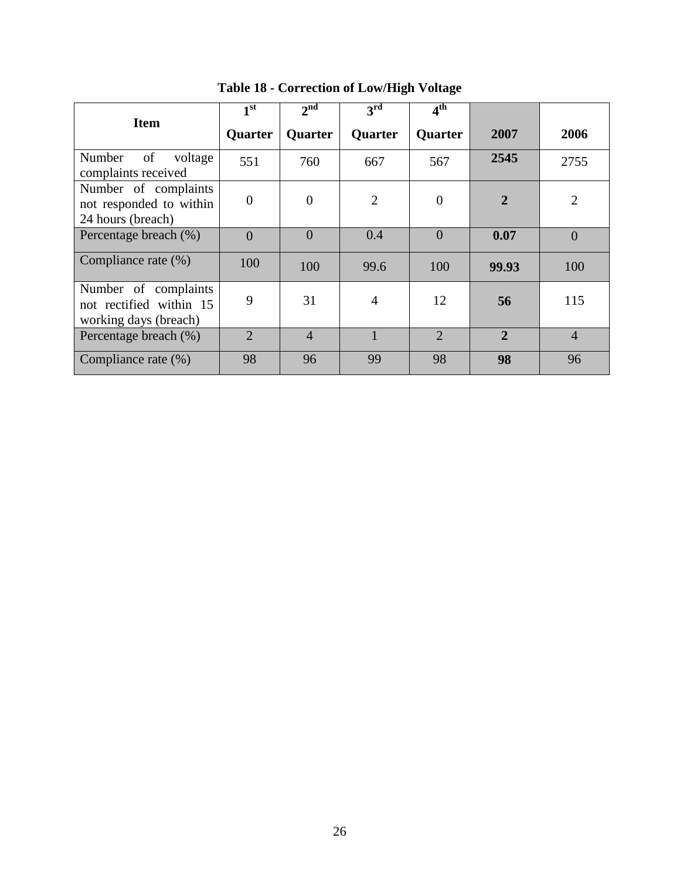**Table 18 - Correction of Low/High Voltage**

| Item | 1st Quarter | 2nd Quarter | 3rd Quarter | 4th Quarter | 2007 | 2006 |
|---|---|---|---|---|---|---|
| Number of voltage complaints received | 551 | 760 | 667 | 567 | **2545** | 2755 |
| Number of complaints not responded to within 24 hours (breach) | 0 | 0 | 2 | 0 | **2** | 2 |
| Percentage breach (%) | 0 | 0 | 0.4 | 0 | **0.07** | 0 |
| Compliance rate (%) | 100 | 100 | 99.6 | 100 | **99.93** | 100 |
| Number of complaints not rectified within 15 working days (breach) | 9 | 31 | 4 | 12 | **56** | 115 |
| Percentage breach (%) | 2 | 4 | 1 | 2 | **2** | 4 |
| Compliance rate (%) | 98 | 96 | 99 | 98 | **98** | 96 |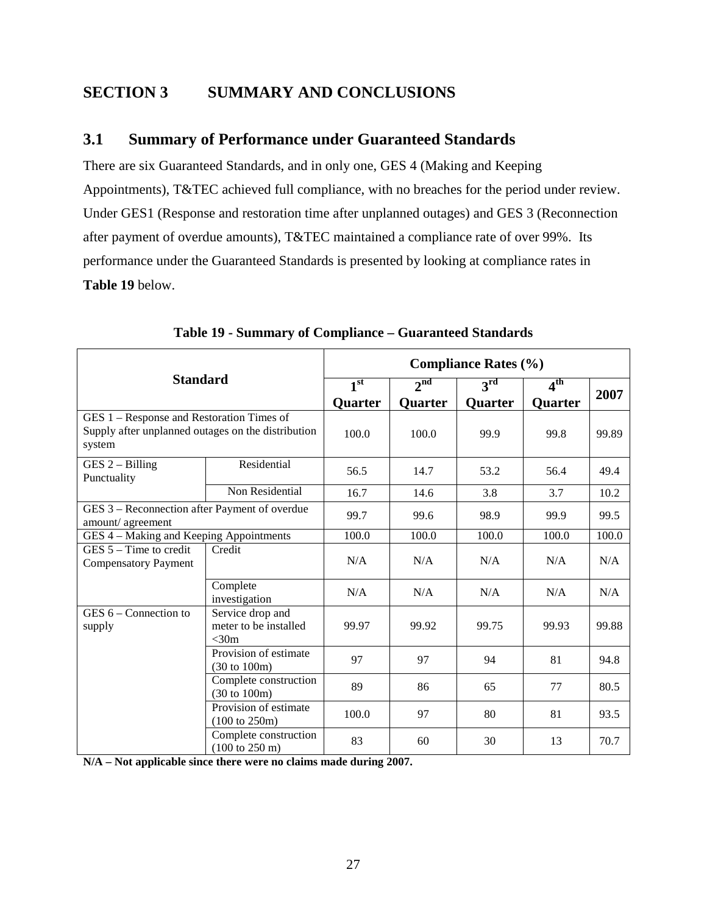# SECTION 3 SUMMARY AND CONCLUSIONS

## 3.1 Summary of Performance under Guaranteed Standards

There are six Guaranteed Standards, and in only one, GES 4 (Making and Keeping Appointments), T&TEC achieved full compliance, with no breaches for the period under review. Under GES1 (Response and restoration time after unplanned outages) and GES 3 (Reconnection after payment of overdue amounts), T&TEC maintained a compliance rate of over 99%. Its performance under the Guaranteed Standards is presented by looking at compliance rates in **Table 19** below.

**Table 19 - Summary of Compliance – Guaranteed Standards**

| Standard | | Compliance Rates (%) | | | | |
|---|---|---|---|---|---|---|
| | | 1st Quarter | 2nd Quarter | 3rd Quarter | 4th Quarter | 2007 |
| GES 1 – Response and Restoration Times of Supply after unplanned outages on the distribution system | | 100.0 | 100.0 | 99.9 | 99.8 | 99.89 |
| GES 2 – Billing Punctuality | Residential | 56.5 | 14.7 | 53.2 | 56.4 | 49.4 |
| | Non Residential | 16.7 | 14.6 | 3.8 | 3.7 | 10.2 |
| GES 3 – Reconnection after Payment of overdue amount/ agreement | | 99.7 | 99.6 | 98.9 | 99.9 | 99.5 |
| GES 4 – Making and Keeping Appointments | | 100.0 | 100.0 | 100.0 | 100.0 | 100.0 |
| GES 5 – Time to credit Compensatory Payment | Credit | N/A | N/A | N/A | N/A | N/A |
| | Complete investigation | N/A | N/A | N/A | N/A | N/A |
| GES 6 – Connection to supply | Service drop and meter to be installed <30m | 99.97 | 99.92 | 99.75 | 99.93 | 99.88 |
| | Provision of estimate (30 to 100m) | 97 | 97 | 94 | 81 | 94.8 |
| | Complete construction (30 to 100m) | 89 | 86 | 65 | 77 | 80.5 |
| | Provision of estimate (100 to 250m) | 100.0 | 97 | 80 | 81 | 93.5 |
| | Complete construction (100 to 250 m) | 83 | 60 | 30 | 13 | 70.7 |

**N/A – Not applicable since there were no claims made during 2007.**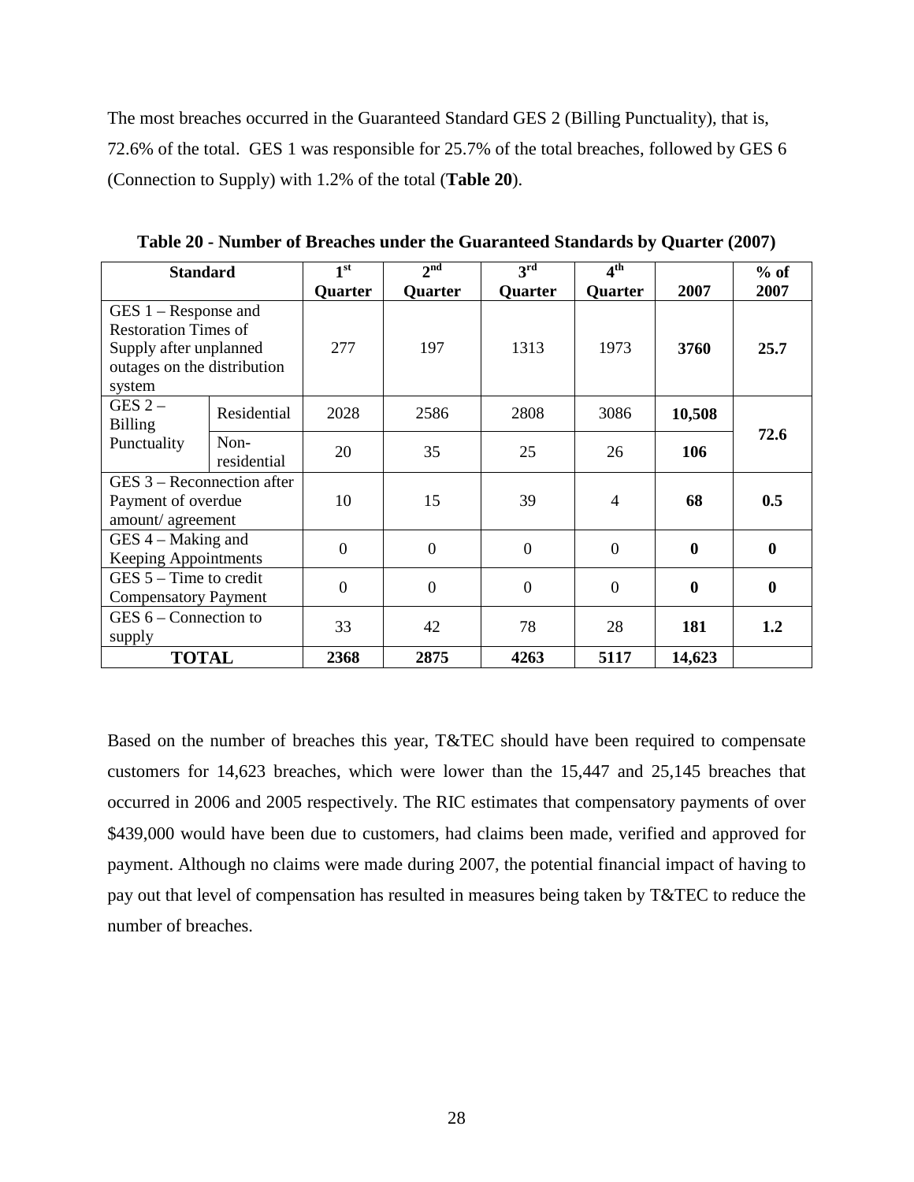The most breaches occurred in the Guaranteed Standard GES 2 (Billing Punctuality), that is, 72.6% of the total. GES 1 was responsible for 25.7% of the total breaches, followed by GES 6 (Connection to Supply) with 1.2% of the total (**Table 20**).

**Table 20 - Number of Breaches under the Guaranteed Standards by Quarter (2007)**

| Standard | | 1st Quarter | 2nd Quarter | 3rd Quarter | 4th Quarter | 2007 | % of 2007 |
|---|---|---|---|---|---|---|---|
| GES 1 – Response and Restoration Times of Supply after unplanned outages on the distribution system | | 277 | 197 | 1313 | 1973 | **3760** | **25.7** |
| GES 2 – Billing Punctuality | Residential | 2028 | 2586 | 2808 | 3086 | **10,508** | **72.6** |
| | Non-residential | 20 | 35 | 25 | 26 | **106** | |
| GES 3 – Reconnection after Payment of overdue amount/ agreement | | 10 | 15 | 39 | 4 | **68** | **0.5** |
| GES 4 – Making and Keeping Appointments | | 0 | 0 | 0 | 0 | **0** | **0** |
| GES 5 – Time to credit Compensatory Payment | | 0 | 0 | 0 | 0 | **0** | **0** |
| GES 6 – Connection to supply | | 33 | 42 | 78 | 28 | **181** | **1.2** |
| **TOTAL** | | **2368** | **2875** | **4263** | **5117** | **14,623** | |

Based on the number of breaches this year, T&TEC should have been required to compensate customers for 14,623 breaches, which were lower than the 15,447 and 25,145 breaches that occurred in 2006 and 2005 respectively. The RIC estimates that compensatory payments of over $439,000 would have been due to customers, had claims been made, verified and approved for payment. Although no claims were made during 2007, the potential financial impact of having to pay out that level of compensation has resulted in measures being taken by T&TEC to reduce the number of breaches.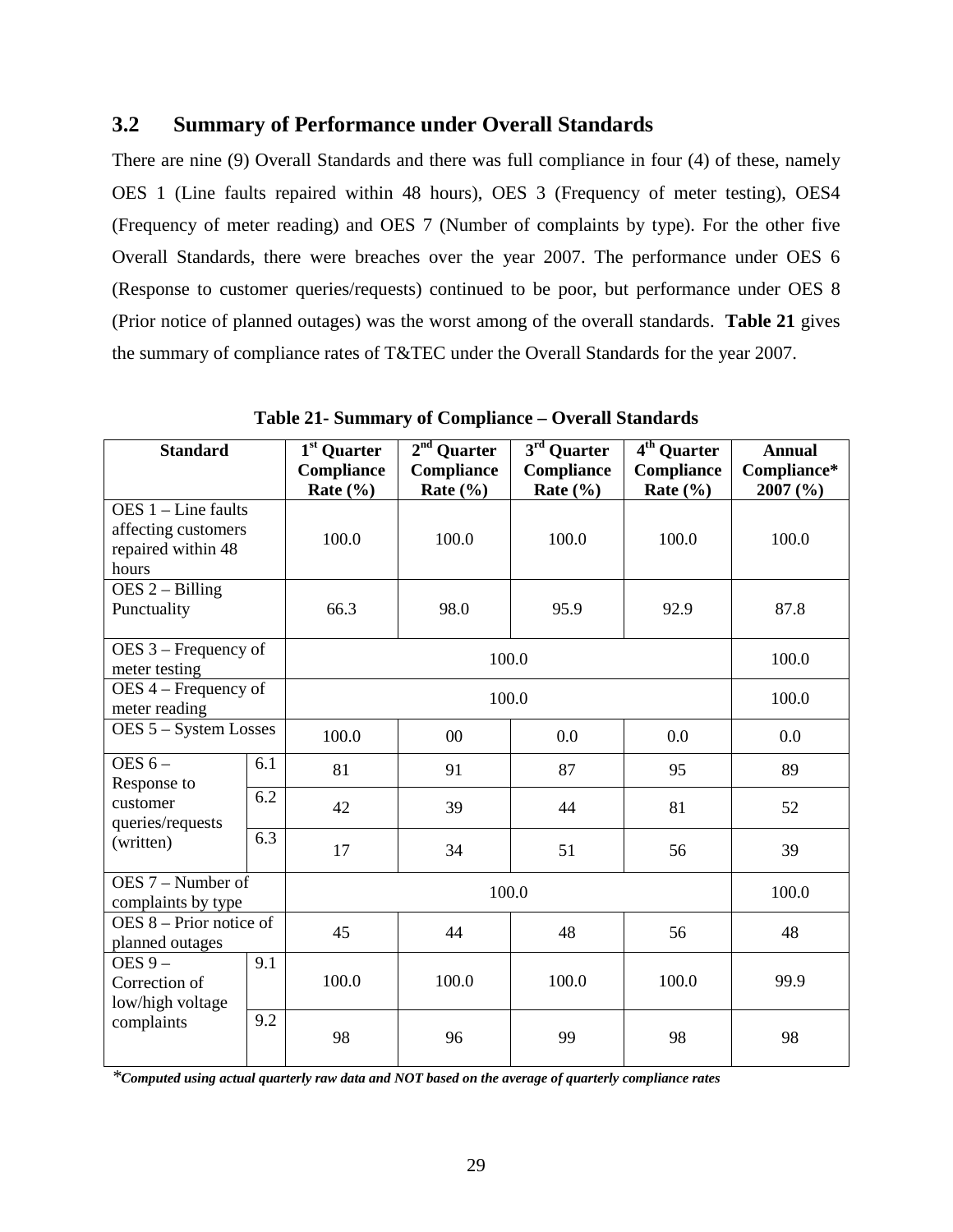## 3.2 Summary of Performance under Overall Standards

There are nine (9) Overall Standards and there was full compliance in four (4) of these, namely OES 1 (Line faults repaired within 48 hours), OES 3 (Frequency of meter testing), OES4 (Frequency of meter reading) and OES 7 (Number of complaints by type). For the other five Overall Standards, there were breaches over the year 2007. The performance under OES 6 (Response to customer queries/requests) continued to be poor, but performance under OES 8 (Prior notice of planned outages) was the worst among of the overall standards. **Table 21** gives the summary of compliance rates of T&TEC under the Overall Standards for the year 2007.

**Table 21- Summary of Compliance – Overall Standards**

| Standard | | 1st Quarter Compliance Rate (%) | 2nd Quarter Compliance Rate (%) | 3rd Quarter Compliance Rate (%) | 4th Quarter Compliance Rate (%) | Annual Compliance* 2007 (%) |
|---|---|---|---|---|---|---|
| OES 1 – Line faults affecting customers repaired within 48 hours | | 100.0 | 100.0 | 100.0 | 100.0 | 100.0 |
| OES 2 – Billing Punctuality | | 66.3 | 98.0 | 95.9 | 92.9 | 87.8 |
| OES 3 – Frequency of meter testing | | 100.0 | | | | 100.0 |
| OES 4 – Frequency of meter reading | | 100.0 | | | | 100.0 |
| OES 5 – System Losses | | 100.0 | 00 | 0.0 | 0.0 | 0.0 |
| OES 6 – Response to customer queries/requests (written) | 6.1 | 81 | 91 | 87 | 95 | 89 |
| | 6.2 | 42 | 39 | 44 | 81 | 52 |
| | 6.3 | 17 | 34 | 51 | 56 | 39 |
| OES 7 – Number of complaints by type | | 100.0 | | | | 100.0 |
| OES 8 – Prior notice of planned outages | | 45 | 44 | 48 | 56 | 48 |
| OES 9 – Correction of low/high voltage complaints | 9.1 | 100.0 | 100.0 | 100.0 | 100.0 | 99.9 |
| | 9.2 | 98 | 96 | 99 | 98 | 98 |

****Computed using actual quarterly raw data and NOT based on the average of quarterly compliance rates***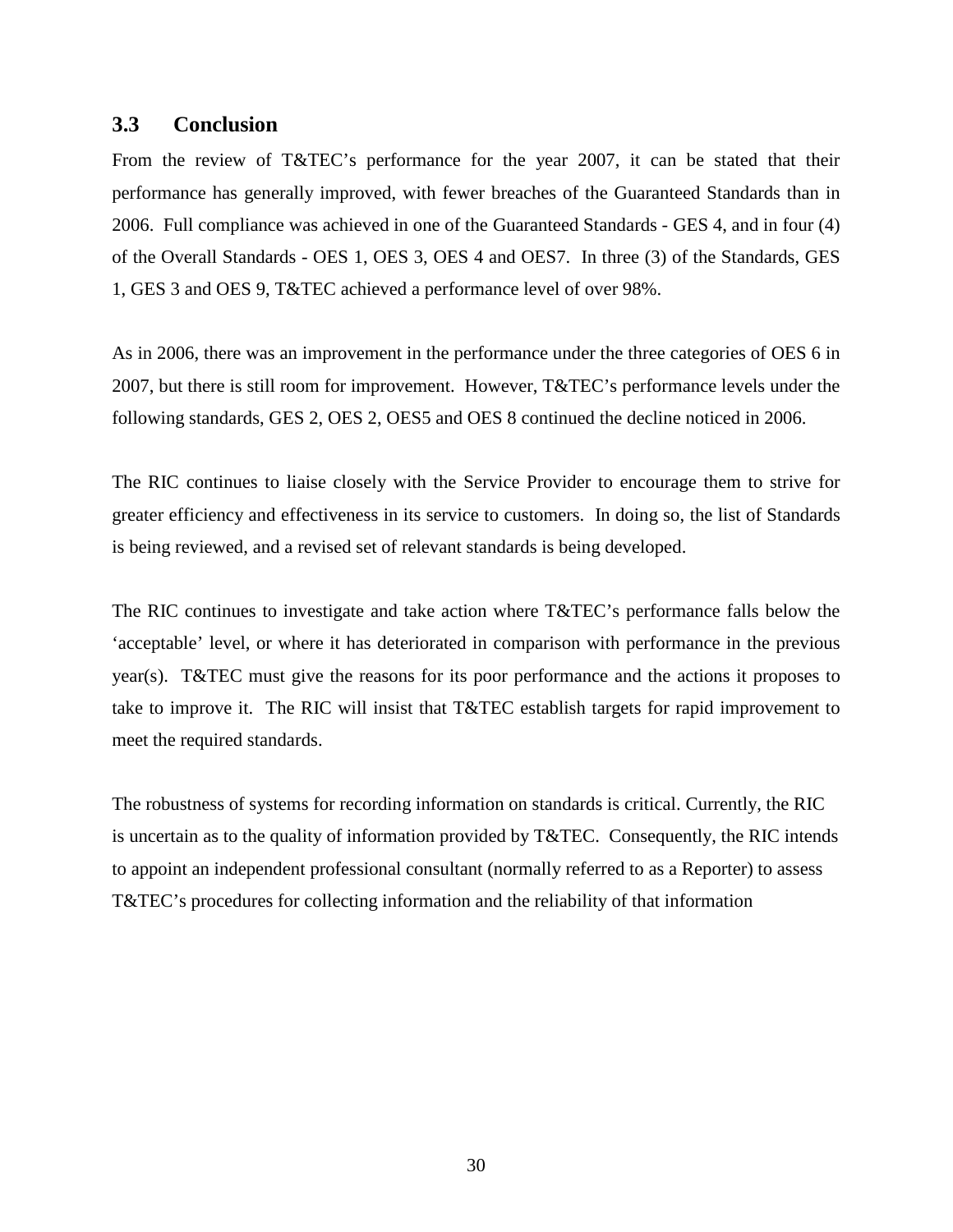### 3.3 Conclusion

From the review of T&TEC's performance for the year 2007, it can be stated that their performance has generally improved, with fewer breaches of the Guaranteed Standards than in 2006. Full compliance was achieved in one of the Guaranteed Standards - GES 4, and in four (4) of the Overall Standards - OES 1, OES 3, OES 4 and OES7. In three (3) of the Standards, GES 1, GES 3 and OES 9, T&TEC achieved a performance level of over 98%.

As in 2006, there was an improvement in the performance under the three categories of OES 6 in 2007, but there is still room for improvement. However, T&TEC's performance levels under the following standards, GES 2, OES 2, OES5 and OES 8 continued the decline noticed in 2006.

The RIC continues to liaise closely with the Service Provider to encourage them to strive for greater efficiency and effectiveness in its service to customers. In doing so, the list of Standards is being reviewed, and a revised set of relevant standards is being developed.

The RIC continues to investigate and take action where T&TEC's performance falls below the 'acceptable' level, or where it has deteriorated in comparison with performance in the previous year(s). T&TEC must give the reasons for its poor performance and the actions it proposes to take to improve it. The RIC will insist that T&TEC establish targets for rapid improvement to meet the required standards.

The robustness of systems for recording information on standards is critical. Currently, the RIC is uncertain as to the quality of information provided by T&TEC. Consequently, the RIC intends to appoint an independent professional consultant (normally referred to as a Reporter) to assess T&TEC's procedures for collecting information and the reliability of that information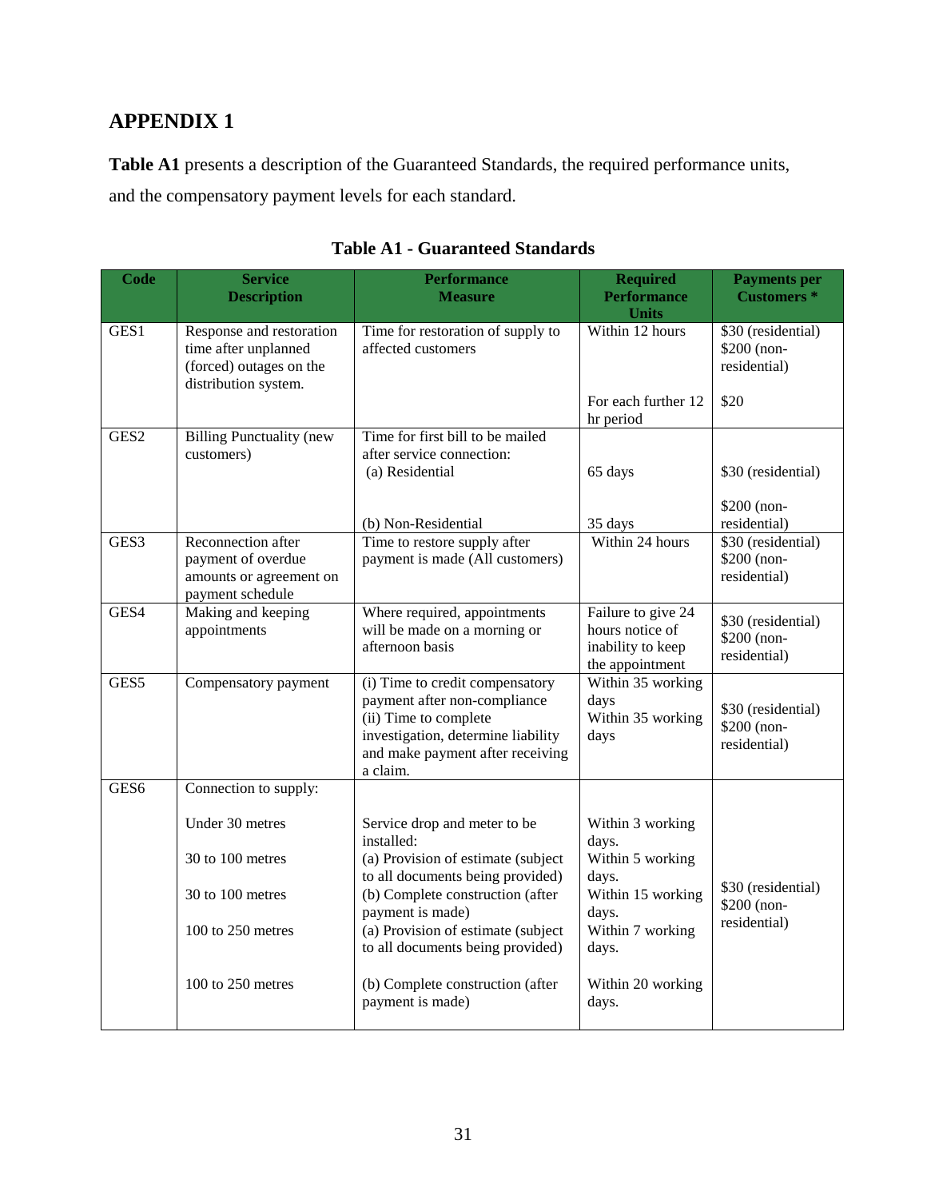## APPENDIX 1

**Table A1** presents a description of the Guaranteed Standards, the required performance units, and the compensatory payment levels for each standard.

**Table A1 - Guaranteed Standards**

| Code | Service Description | Performance Measure | Required Performance Units | Payments per Customers * |
|---|---|---|---|---|
| GES1 | Response and restoration time after unplanned (forced) outages on the distribution system. | Time for restoration of supply to affected customers | Within 12 hours<br><br>For each further 12 hr period | $30 (residential)<br>$200 (non-residential)<br><br>$20 |
| GES2 | Billing Punctuality (new customers) | Time for first bill to be mailed after service connection:<br>(a) Residential<br><br>(b) Non-Residential | <br>65 days<br><br>35 days | <br>$30 (residential)<br><br>$200 (non-residential) |
| GES3 | Reconnection after payment of overdue amounts or agreement on payment schedule | Time to restore supply after payment is made (All customers) | Within 24 hours | $30 (residential)<br>$200 (non-residential) |
| GES4 | Making and keeping appointments | Where required, appointments will be made on a morning or afternoon basis | Failure to give 24 hours notice of inability to keep the appointment | $30 (residential)<br>$200 (non-residential) |
| GES5 | Compensatory payment | (i) Time to credit compensatory payment after non-compliance<br>(ii) Time to complete investigation, determine liability and make payment after receiving a claim. | Within 35 working days<br>Within 35 working days | $30 (residential)<br>$200 (non-residential) |
| GES6 | Connection to supply:<br><br>Under 30 metres<br><br>30 to 100 metres<br><br>30 to 100 metres<br><br>100 to 250 metres<br><br>100 to 250 metres | <br><br>Service drop and meter to be installed:<br>(a) Provision of estimate (subject to all documents being provided)<br>(b) Complete construction (after payment is made)<br>(a) Provision of estimate (subject to all documents being provided)<br><br>(b) Complete construction (after payment is made) | <br><br>Within 3 working days.<br>Within 5 working days.<br>Within 15 working days.<br>Within 7 working days.<br><br>Within 20 working days. | $30 (residential)<br>$200 (non-residential) |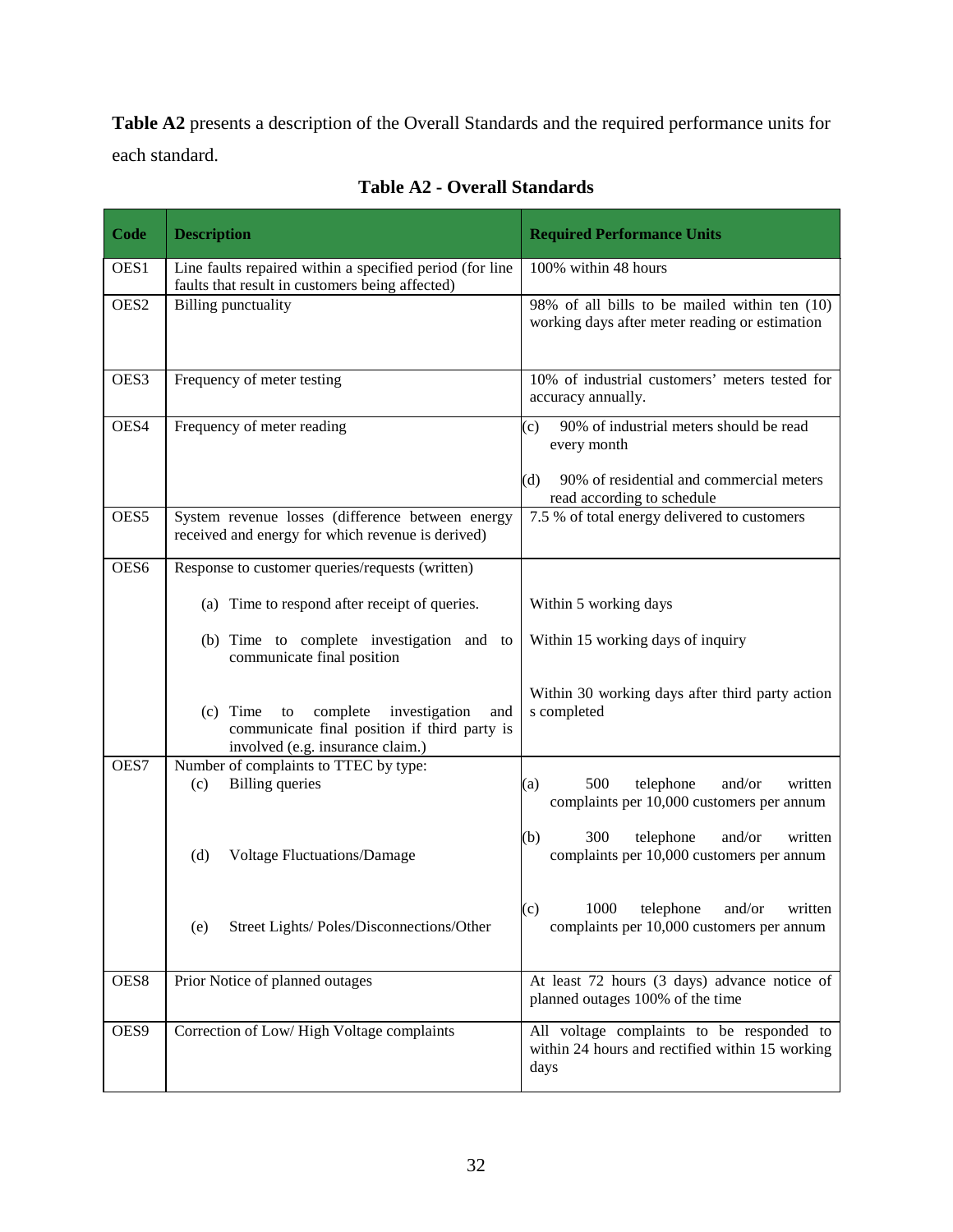**Table A2** presents a description of the Overall Standards and the required performance units for each standard.

**Table A2 - Overall Standards**

| Code | Description | Required Performance Units |
|---|---|---|
| OES1 | Line faults repaired within a specified period (for line faults that result in customers being affected) | 100% within 48 hours |
| OES2 | Billing punctuality | 98% of all bills to be mailed within ten (10) working days after meter reading or estimation |
| OES3 | Frequency of meter testing | 10% of industrial customers' meters tested for accuracy annually. |
| OES4 | Frequency of meter reading | (c) 90% of industrial meters should be read every month<br><br>(d) 90% of residential and commercial meters read according to schedule |
| OES5 | System revenue losses (difference between energy received and energy for which revenue is derived) | 7.5 % of total energy delivered to customers |
| OES6 | Response to customer queries/requests (written)<br><br>(a) Time to respond after receipt of queries.<br><br>(b) Time to complete investigation and to communicate final position<br><br>(c) Time to complete investigation and communicate final position if third party is involved (e.g. insurance claim.) | <br><br>Within 5 working days<br><br>Within 15 working days of inquiry<br><br>Within 30 working days after third party action s completed |
| OES7 | Number of complaints to TTEC by type:<br>(c) Billing queries<br><br>(d) Voltage Fluctuations/Damage<br><br>(e) Street Lights/ Poles/Disconnections/Other | (a) 500 telephone and/or written complaints per 10,000 customers per annum<br><br>(b) 300 telephone and/or written complaints per 10,000 customers per annum<br><br>(c) 1000 telephone and/or written complaints per 10,000 customers per annum |
| OES8 | Prior Notice of planned outages | At least 72 hours (3 days) advance notice of planned outages 100% of the time |
| OES9 | Correction of Low/ High Voltage complaints | All voltage complaints to be responded to within 24 hours and rectified within 15 working days |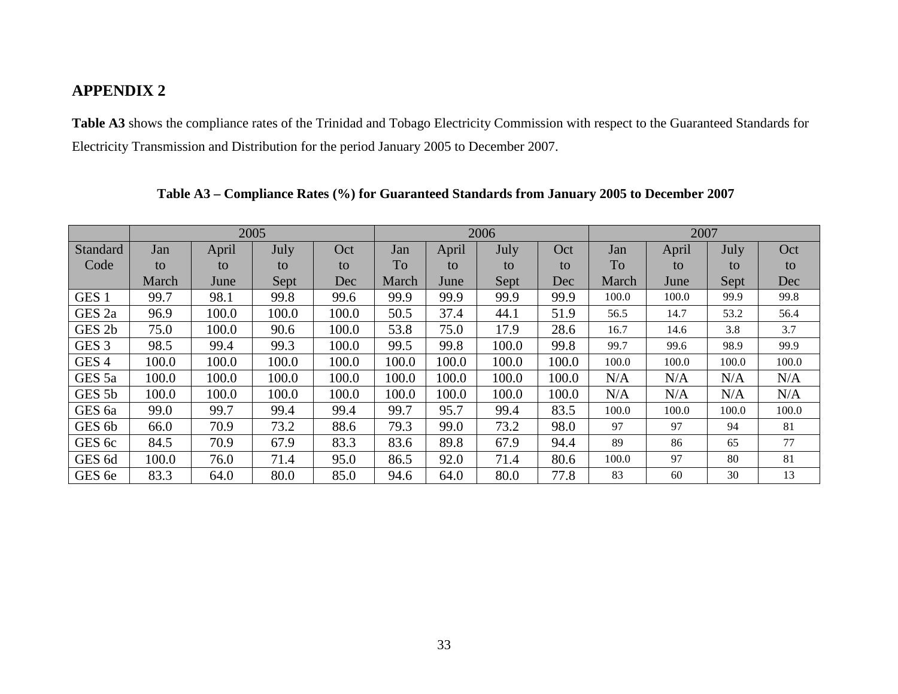## APPENDIX 2

**Table A3** shows the compliance rates of the Trinidad and Tobago Electricity Commission with respect to the Guaranteed Standards for Electricity Transmission and Distribution for the period January 2005 to December 2007.

**Table A3 – Compliance Rates (%) for Guaranteed Standards from January 2005 to December 2007**

| | 2005 | | | | 2006 | | | | 2007 | | | |
|---|---|---|---|---|---|---|---|---|---|---|---|---|
| Standard Code | Jan to March | April to June | July to Sept | Oct to Dec | Jan To March | April to June | July to Sept | Oct to Dec | Jan To March | April to June | July to Sept | Oct to Dec |
| GES 1 | 99.7 | 98.1 | 99.8 | 99.6 | 99.9 | 99.9 | 99.9 | 99.9 | 100.0 | 100.0 | 99.9 | 99.8 |
| GES 2a | 96.9 | 100.0 | 100.0 | 100.0 | 50.5 | 37.4 | 44.1 | 51.9 | 56.5 | 14.7 | 53.2 | 56.4 |
| GES 2b | 75.0 | 100.0 | 90.6 | 100.0 | 53.8 | 75.0 | 17.9 | 28.6 | 16.7 | 14.6 | 3.8 | 3.7 |
| GES 3 | 98.5 | 99.4 | 99.3 | 100.0 | 99.5 | 99.8 | 100.0 | 99.8 | 99.7 | 99.6 | 98.9 | 99.9 |
| GES 4 | 100.0 | 100.0 | 100.0 | 100.0 | 100.0 | 100.0 | 100.0 | 100.0 | 100.0 | 100.0 | 100.0 | 100.0 |
| GES 5a | 100.0 | 100.0 | 100.0 | 100.0 | 100.0 | 100.0 | 100.0 | 100.0 | N/A | N/A | N/A | N/A |
| GES 5b | 100.0 | 100.0 | 100.0 | 100.0 | 100.0 | 100.0 | 100.0 | 100.0 | N/A | N/A | N/A | N/A |
| GES 6a | 99.0 | 99.7 | 99.4 | 99.4 | 99.7 | 95.7 | 99.4 | 83.5 | 100.0 | 100.0 | 100.0 | 100.0 |
| GES 6b | 66.0 | 70.9 | 73.2 | 88.6 | 79.3 | 99.0 | 73.2 | 98.0 | 97 | 97 | 94 | 81 |
| GES 6c | 84.5 | 70.9 | 67.9 | 83.3 | 83.6 | 89.8 | 67.9 | 94.4 | 89 | 86 | 65 | 77 |
| GES 6d | 100.0 | 76.0 | 71.4 | 95.0 | 86.5 | 92.0 | 71.4 | 80.6 | 100.0 | 97 | 80 | 81 |
| GES 6e | 83.3 | 64.0 | 80.0 | 85.0 | 94.6 | 64.0 | 80.0 | 77.8 | 83 | 60 | 30 | 13 |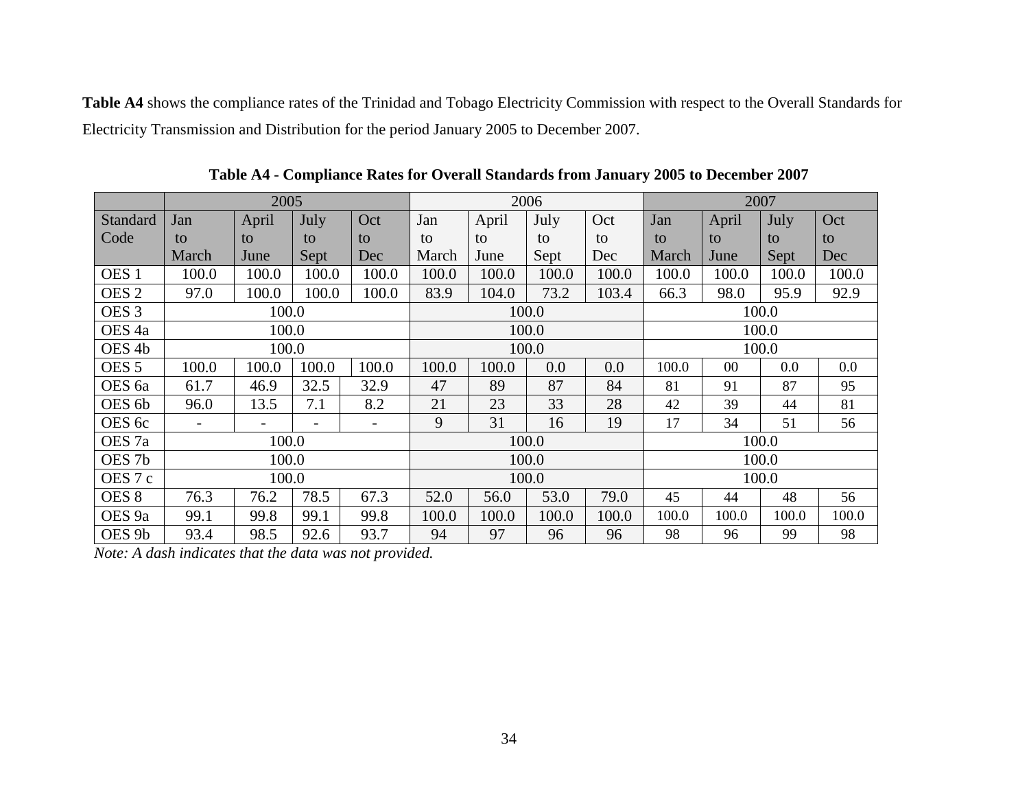**Table A4** shows the compliance rates of the Trinidad and Tobago Electricity Commission with respect to the Overall Standards for Electricity Transmission and Distribution for the period January 2005 to December 2007.

**Table A4 - Compliance Rates for Overall Standards from January 2005 to December 2007**

| | 2005 | | | | 2006 | | | | 2007 | | | |
|---|---|---|---|---|---|---|---|---|---|---|---|---|
| Standard Code | Jan to March | April to June | July to Sept | Oct to Dec | Jan to March | April to June | July to Sept | Oct to Dec | Jan to March | April to June | July to Sept | Oct to Dec |
| OES 1 | 100.0 | 100.0 | 100.0 | 100.0 | 100.0 | 100.0 | 100.0 | 100.0 | 100.0 | 100.0 | 100.0 | 100.0 |
| OES 2 | 97.0 | 100.0 | 100.0 | 100.0 | 83.9 | 104.0 | 73.2 | 103.4 | 66.3 | 98.0 | 95.9 | 92.9 |
| OES 3 | 100.0 | | | | 100.0 | | | | 100.0 | | | |
| OES 4a | 100.0 | | | | 100.0 | | | | 100.0 | | | |
| OES 4b | 100.0 | | | | 100.0 | | | | 100.0 | | | |
| OES 5 | 100.0 | 100.0 | 100.0 | 100.0 | 100.0 | 100.0 | 0.0 | 0.0 | 100.0 | 00 | 0.0 | 0.0 |
| OES 6a | 61.7 | 46.9 | 32.5 | 32.9 | 47 | 89 | 87 | 84 | 81 | 91 | 87 | 95 |
| OES 6b | 96.0 | 13.5 | 7.1 | 8.2 | 21 | 23 | 33 | 28 | 42 | 39 | 44 | 81 |
| OES 6c | - | - | - | - | 9 | 31 | 16 | 19 | 17 | 34 | 51 | 56 |
| OES 7a | 100.0 | | | | 100.0 | | | | 100.0 | | | |
| OES 7b | 100.0 | | | | 100.0 | | | | 100.0 | | | |
| OES 7 c | 100.0 | | | | 100.0 | | | | 100.0 | | | |
| OES 8 | 76.3 | 76.2 | 78.5 | 67.3 | 52.0 | 56.0 | 53.0 | 79.0 | 45 | 44 | 48 | 56 |
| OES 9a | 99.1 | 99.8 | 99.1 | 99.8 | 100.0 | 100.0 | 100.0 | 100.0 | 100.0 | 100.0 | 100.0 | 100.0 |
| OES 9b | 93.4 | 98.5 | 92.6 | 93.7 | 94 | 97 | 96 | 96 | 98 | 96 | 99 | 98 |

*Note: A dash indicates that the data was not provided.*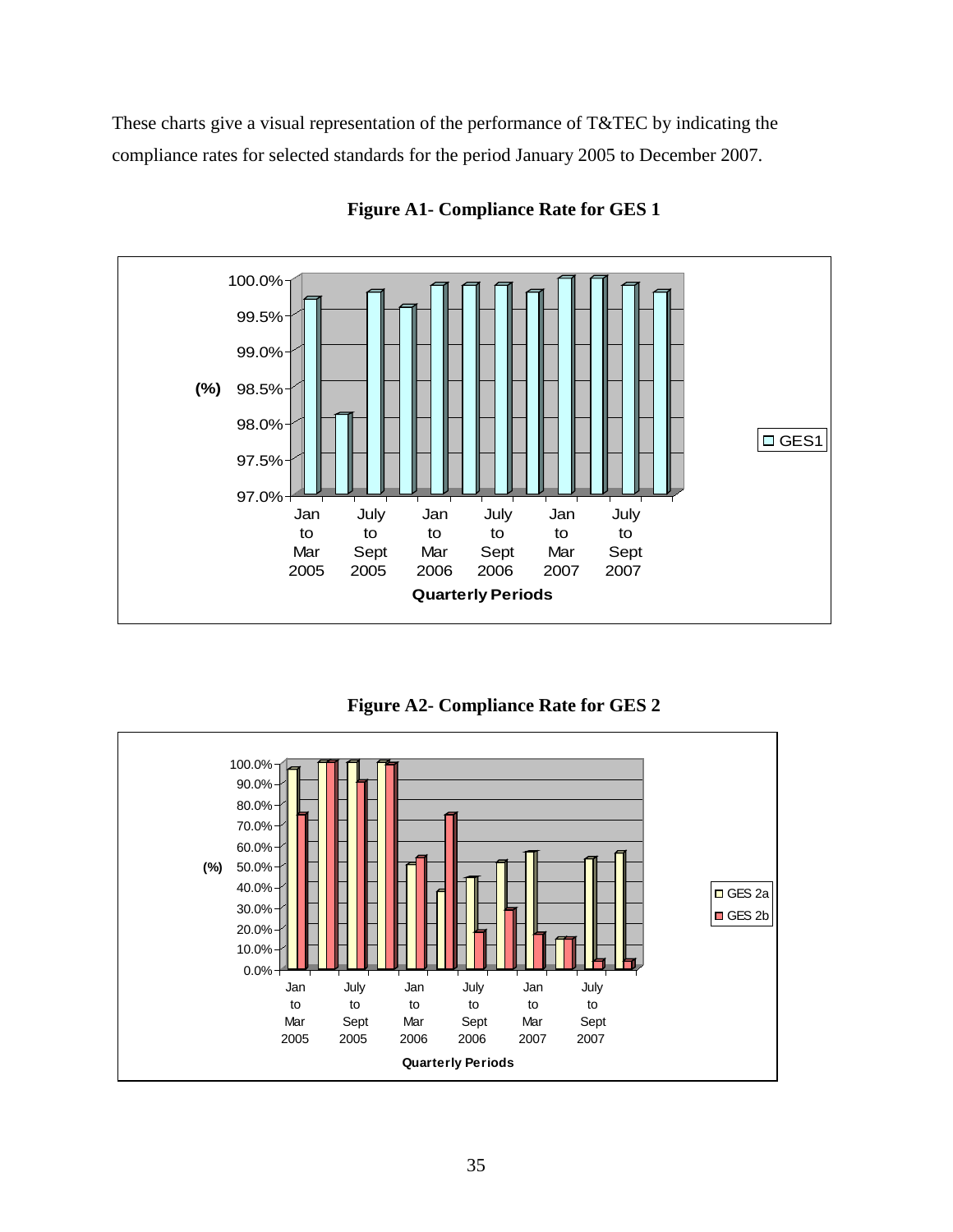These charts give a visual representation of the performance of T&TEC by indicating the compliance rates for selected standards for the period January 2005 to December 2007.

**Figure A1- Compliance Rate for GES 1**

100.0%
99.5%
99.0%
(%) 98.5%
98.0%
97.5%
97.0%

Jan to Mar 2005
July to Sept 2005
Jan to Mar 2006
July to Sept 2006
Jan to Mar 2007
July to Sept 2007

Quarterly Periods

GES1

**Figure A2- Compliance Rate for GES 2**

100.0%
90.0%
80.0%
70.0%
60.0%
(%) 50.0%
40.0%
30.0%
20.0%
10.0%
0.0%

Jan to Mar 2005
July to Sept 2005
Jan to Mar 2006
July to Sept 2006
Jan to Mar 2007
July to Sept 2007

Quarterly Periods

GES 2a
GES 2b